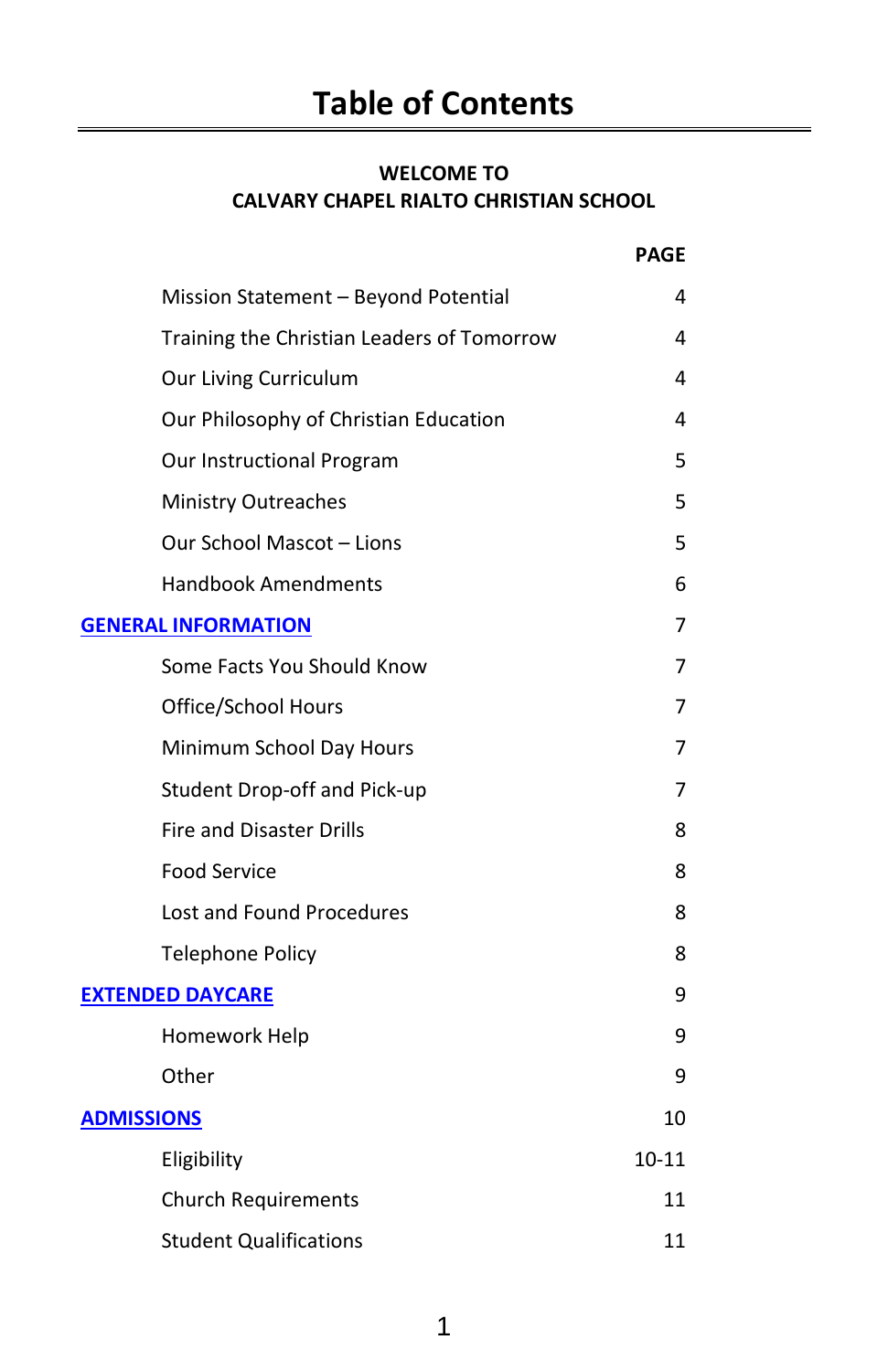# Table of Contents

**WELCOME TO**
**CALVARY CHAPEL RIALTO CHRISTIAN SCHOOL**

| | PAGE |
|---|---|
| Mission Statement – Beyond Potential | 4 |
| Training the Christian Leaders of Tomorrow | 4 |
| Our Living Curriculum | 4 |
| Our Philosophy of Christian Education | 4 |
| Our Instructional Program | 5 |
| Ministry Outreaches | 5 |
| Our School Mascot – Lions | 5 |
| Handbook Amendments | 6 |
| **GENERAL INFORMATION** | 7 |
| Some Facts You Should Know | 7 |
| Office/School Hours | 7 |
| Minimum School Day Hours | 7 |
| Student Drop-off and Pick-up | 7 |
| Fire and Disaster Drills | 8 |
| Food Service | 8 |
| Lost and Found Procedures | 8 |
| Telephone Policy | 8 |
| **EXTENDED DAYCARE** | 9 |
| Homework Help | 9 |
| Other | 9 |
| **ADMISSIONS** | 10 |
| Eligibility | 10-11 |
| Church Requirements | 11 |
| Student Qualifications | 11 |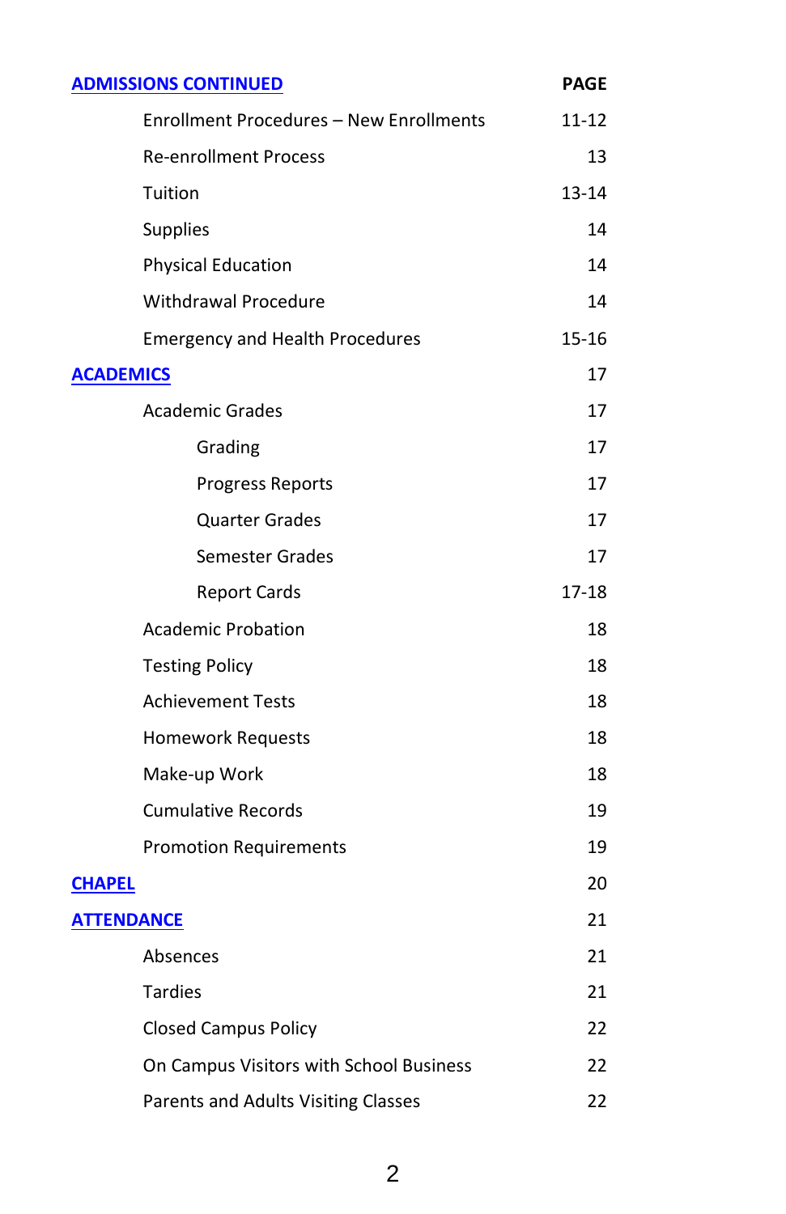| [ADMISSIONS CONTINUED](#) | PAGE |
|---|---|
| Enrollment Procedures – New Enrollments | 11-12 |
| Re-enrollment Process | 13 |
| Tuition | 13-14 |
| Supplies | 14 |
| Physical Education | 14 |
| Withdrawal Procedure | 14 |
| Emergency and Health Procedures | 15-16 |
| [ACADEMICS](#) | 17 |
| Academic Grades | 17 |
| Grading | 17 |
| Progress Reports | 17 |
| Quarter Grades | 17 |
| Semester Grades | 17 |
| Report Cards | 17-18 |
| Academic Probation | 18 |
| Testing Policy | 18 |
| Achievement Tests | 18 |
| Homework Requests | 18 |
| Make-up Work | 18 |
| Cumulative Records | 19 |
| Promotion Requirements | 19 |
| [CHAPEL](#) | 20 |
| [ATTENDANCE](#) | 21 |
| Absences | 21 |
| Tardies | 21 |
| Closed Campus Policy | 22 |
| On Campus Visitors with School Business | 22 |
| Parents and Adults Visiting Classes | 22 |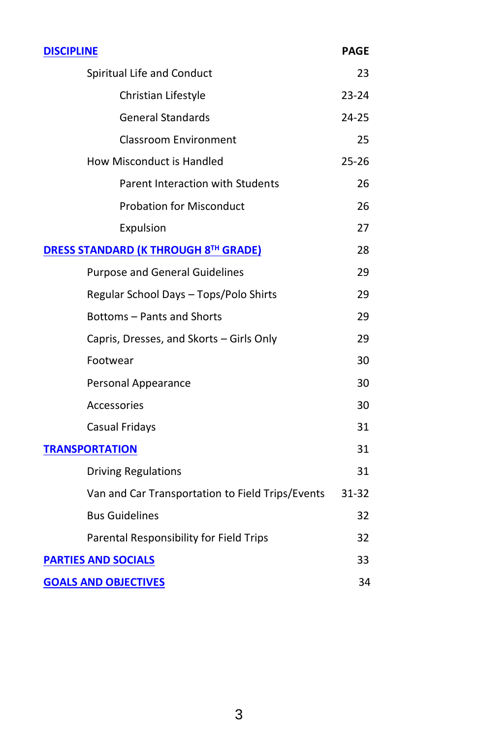| DISCIPLINE | PAGE |
| --- | --- |
| Spiritual Life and Conduct | 23 |
| Christian Lifestyle | 23-24 |
| General Standards | 24-25 |
| Classroom Environment | 25 |
| How Misconduct is Handled | 25-26 |
| Parent Interaction with Students | 26 |
| Probation for Misconduct | 26 |
| Expulsion | 27 |
| **DRESS STANDARD (K THROUGH 8TH GRADE)** | 28 |
| Purpose and General Guidelines | 29 |
| Regular School Days – Tops/Polo Shirts | 29 |
| Bottoms – Pants and Shorts | 29 |
| Capris, Dresses, and Skorts – Girls Only | 29 |
| Footwear | 30 |
| Personal Appearance | 30 |
| Accessories | 30 |
| Casual Fridays | 31 |
| **TRANSPORTATION** | 31 |
| Driving Regulations | 31 |
| Van and Car Transportation to Field Trips/Events | 31-32 |
| Bus Guidelines | 32 |
| Parental Responsibility for Field Trips | 32 |
| **PARTIES AND SOCIALS** | 33 |
| **GOALS AND OBJECTIVES** | 34 |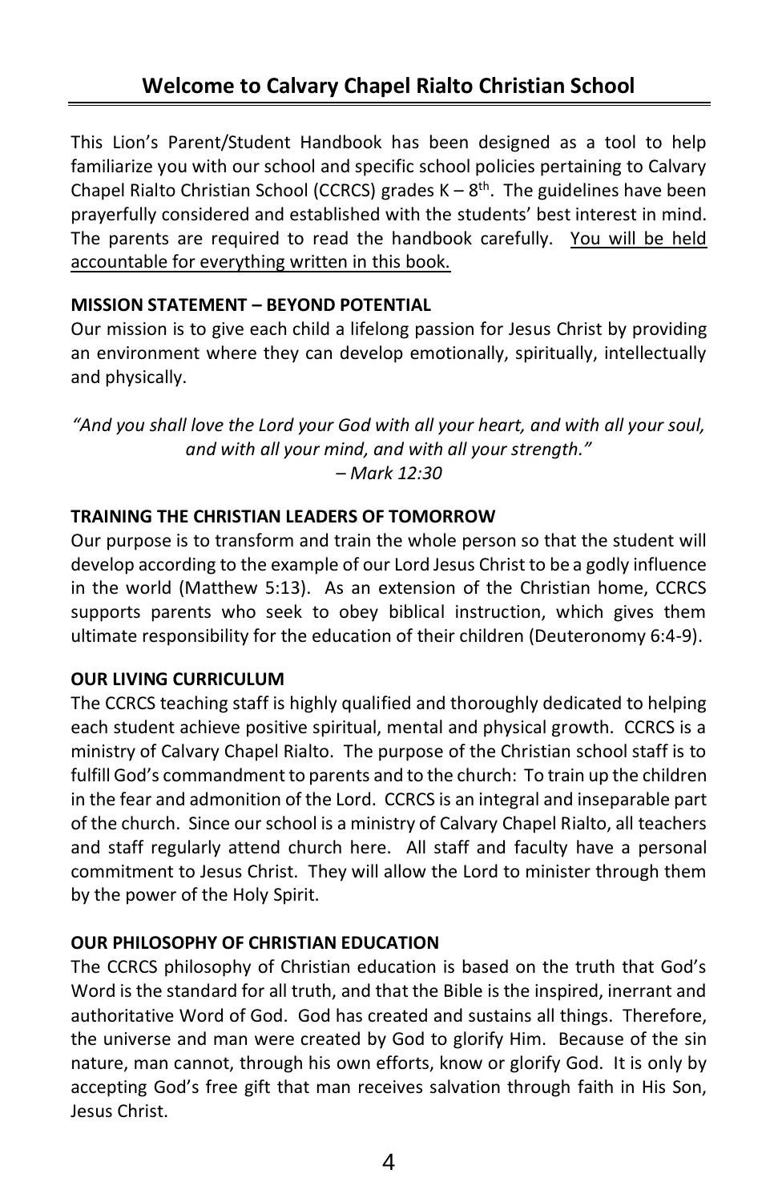## Welcome to Calvary Chapel Rialto Christian School

This Lion's Parent/Student Handbook has been designed as a tool to help familiarize you with our school and specific school policies pertaining to Calvary Chapel Rialto Christian School (CCRCS) grades K – 8th. The guidelines have been prayerfully considered and established with the students' best interest in mind. The parents are required to read the handbook carefully. <u>You will be held accountable for everything written in this book.</u>

**MISSION STATEMENT – BEYOND POTENTIAL**

Our mission is to give each child a lifelong passion for Jesus Christ by providing an environment where they can develop emotionally, spiritually, intellectually and physically.

*"And you shall love the Lord your God with all your heart, and with all your soul, and with all your mind, and with all your strength."*
*– Mark 12:30*

**TRAINING THE CHRISTIAN LEADERS OF TOMORROW**

Our purpose is to transform and train the whole person so that the student will develop according to the example of our Lord Jesus Christ to be a godly influence in the world (Matthew 5:13). As an extension of the Christian home, CCRCS supports parents who seek to obey biblical instruction, which gives them ultimate responsibility for the education of their children (Deuteronomy 6:4-9).

**OUR LIVING CURRICULUM**

The CCRCS teaching staff is highly qualified and thoroughly dedicated to helping each student achieve positive spiritual, mental and physical growth. CCRCS is a ministry of Calvary Chapel Rialto. The purpose of the Christian school staff is to fulfill God's commandment to parents and to the church: To train up the children in the fear and admonition of the Lord. CCRCS is an integral and inseparable part of the church. Since our school is a ministry of Calvary Chapel Rialto, all teachers and staff regularly attend church here. All staff and faculty have a personal commitment to Jesus Christ. They will allow the Lord to minister through them by the power of the Holy Spirit.

**OUR PHILOSOPHY OF CHRISTIAN EDUCATION**

The CCRCS philosophy of Christian education is based on the truth that God's Word is the standard for all truth, and that the Bible is the inspired, inerrant and authoritative Word of God. God has created and sustains all things. Therefore, the universe and man were created by God to glorify Him. Because of the sin nature, man cannot, through his own efforts, know or glorify God. It is only by accepting God's free gift that man receives salvation through faith in His Son, Jesus Christ.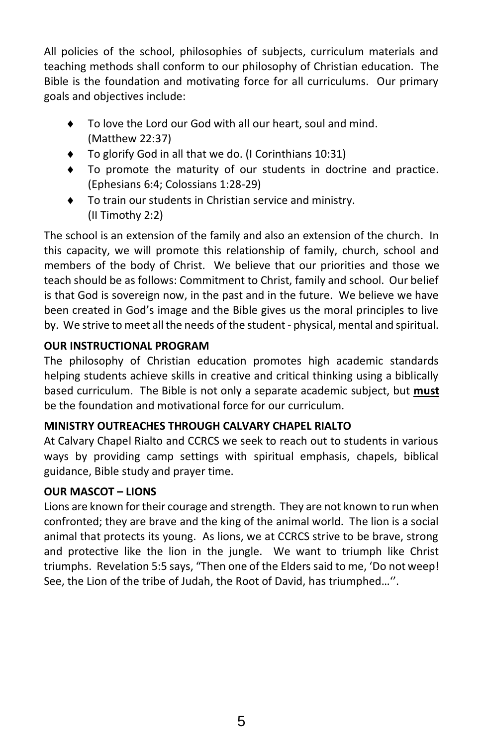All policies of the school, philosophies of subjects, curriculum materials and teaching methods shall conform to our philosophy of Christian education. The Bible is the foundation and motivating force for all curriculums. Our primary goals and objectives include:

- To love the Lord our God with all our heart, soul and mind. (Matthew 22:37)
- To glorify God in all that we do. (I Corinthians 10:31)
- To promote the maturity of our students in doctrine and practice. (Ephesians 6:4; Colossians 1:28-29)
- To train our students in Christian service and ministry. (II Timothy 2:2)

The school is an extension of the family and also an extension of the church. In this capacity, we will promote this relationship of family, church, school and members of the body of Christ. We believe that our priorities and those we teach should be as follows: Commitment to Christ, family and school. Our belief is that God is sovereign now, in the past and in the future. We believe we have been created in God's image and the Bible gives us the moral principles to live by. We strive to meet all the needs of the student - physical, mental and spiritual.

**OUR INSTRUCTIONAL PROGRAM**

The philosophy of Christian education promotes high academic standards helping students achieve skills in creative and critical thinking using a biblically based curriculum. The Bible is not only a separate academic subject, but **must** be the foundation and motivational force for our curriculum.

**MINISTRY OUTREACHES THROUGH CALVARY CHAPEL RIALTO**

At Calvary Chapel Rialto and CCRCS we seek to reach out to students in various ways by providing camp settings with spiritual emphasis, chapels, biblical guidance, Bible study and prayer time.

**OUR MASCOT – LIONS**

Lions are known for their courage and strength. They are not known to run when confronted; they are brave and the king of the animal world. The lion is a social animal that protects its young. As lions, we at CCRCS strive to be brave, strong and protective like the lion in the jungle. We want to triumph like Christ triumphs. Revelation 5:5 says, "Then one of the Elders said to me, 'Do not weep! See, the Lion of the tribe of Judah, the Root of David, has triumphed…''.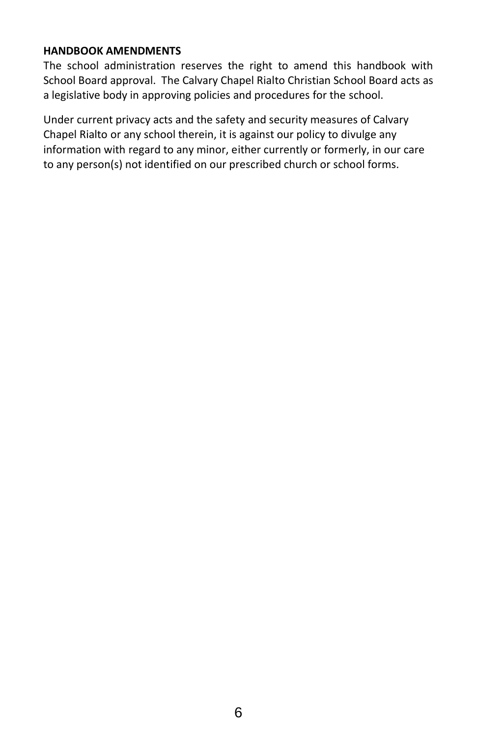**HANDBOOK AMENDMENTS**

The school administration reserves the right to amend this handbook with School Board approval. The Calvary Chapel Rialto Christian School Board acts as a legislative body in approving policies and procedures for the school.

Under current privacy acts and the safety and security measures of Calvary Chapel Rialto or any school therein, it is against our policy to divulge any information with regard to any minor, either currently or formerly, in our care to any person(s) not identified on our prescribed church or school forms.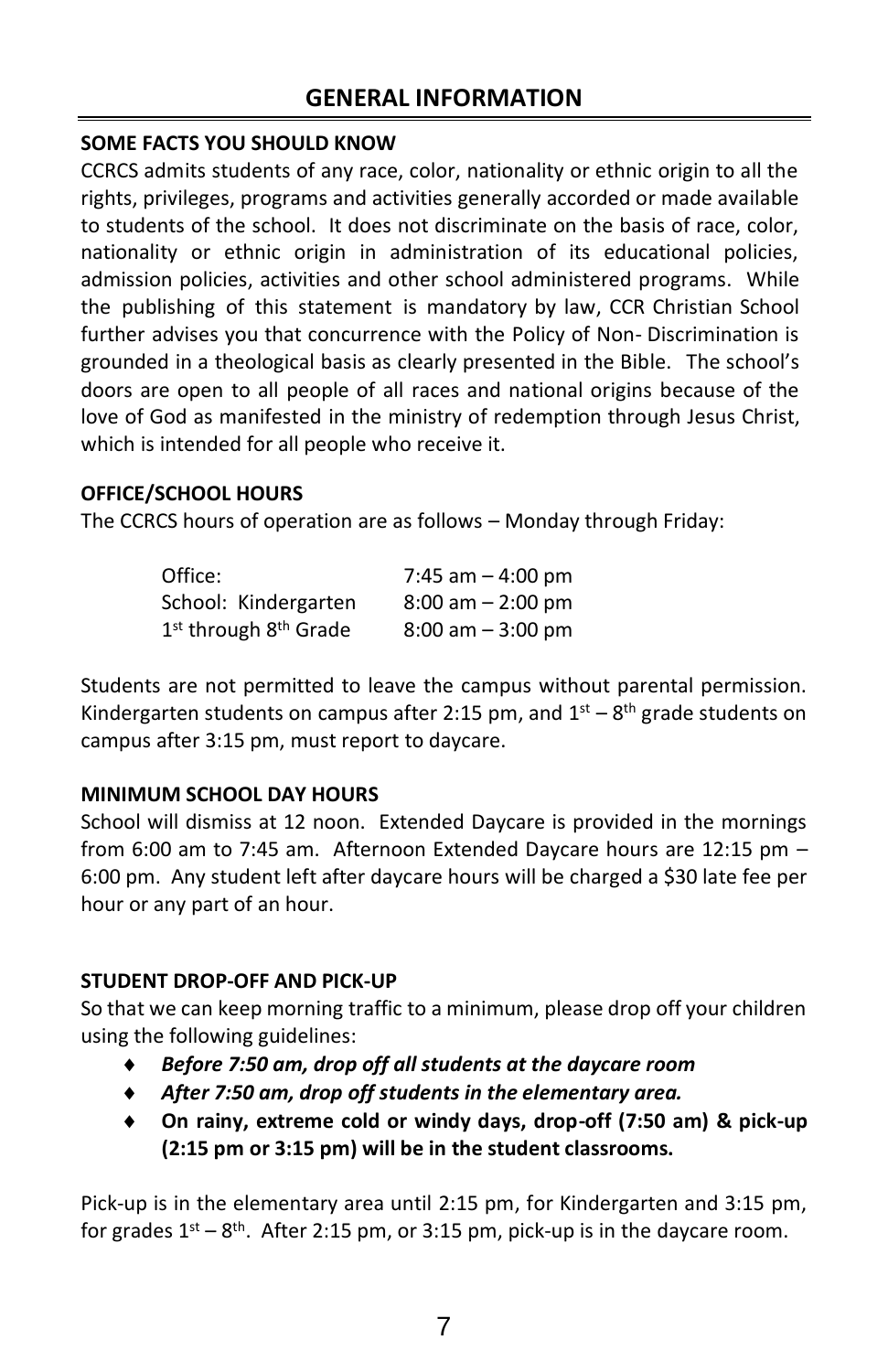# GENERAL INFORMATION

### SOME FACTS YOU SHOULD KNOW

CCRCS admits students of any race, color, nationality or ethnic origin to all the rights, privileges, programs and activities generally accorded or made available to students of the school. It does not discriminate on the basis of race, color, nationality or ethnic origin in administration of its educational policies, admission policies, activities and other school administered programs. While the publishing of this statement is mandatory by law, CCR Christian School further advises you that concurrence with the Policy of Non- Discrimination is grounded in a theological basis as clearly presented in the Bible. The school's doors are open to all people of all races and national origins because of the love of God as manifested in the ministry of redemption through Jesus Christ, which is intended for all people who receive it.

### OFFICE/SCHOOL HOURS

The CCRCS hours of operation are as follows – Monday through Friday:

| | |
|---|---|
| Office: | 7:45 am – 4:00 pm |
| School: Kindergarten | 8:00 am – 2:00 pm |
| 1st through 8th Grade | 8:00 am – 3:00 pm |

Students are not permitted to leave the campus without parental permission. Kindergarten students on campus after 2:15 pm, and 1st – 8th grade students on campus after 3:15 pm, must report to daycare.

### MINIMUM SCHOOL DAY HOURS

School will dismiss at 12 noon. Extended Daycare is provided in the mornings from 6:00 am to 7:45 am. Afternoon Extended Daycare hours are 12:15 pm – 6:00 pm. Any student left after daycare hours will be charged a $30 late fee per hour or any part of an hour.

### STUDENT DROP-OFF AND PICK-UP

So that we can keep morning traffic to a minimum, please drop off your children using the following guidelines:

- ***Before 7:50 am, drop off all students at the daycare room***
- ***After 7:50 am, drop off students in the elementary area.***
- **On rainy, extreme cold or windy days, drop-off (7:50 am) & pick-up (2:15 pm or 3:15 pm) will be in the student classrooms.**

Pick-up is in the elementary area until 2:15 pm, for Kindergarten and 3:15 pm, for grades 1st – 8th. After 2:15 pm, or 3:15 pm, pick-up is in the daycare room.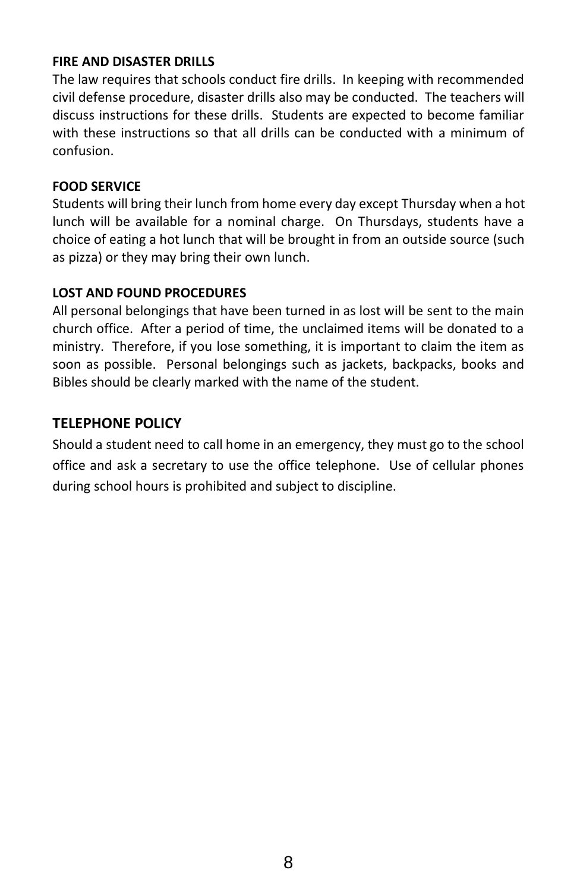## FIRE AND DISASTER DRILLS

The law requires that schools conduct fire drills. In keeping with recommended civil defense procedure, disaster drills also may be conducted. The teachers will discuss instructions for these drills. Students are expected to become familiar with these instructions so that all drills can be conducted with a minimum of confusion.

## FOOD SERVICE

Students will bring their lunch from home every day except Thursday when a hot lunch will be available for a nominal charge. On Thursdays, students have a choice of eating a hot lunch that will be brought in from an outside source (such as pizza) or they may bring their own lunch.

## LOST AND FOUND PROCEDURES

All personal belongings that have been turned in as lost will be sent to the main church office. After a period of time, the unclaimed items will be donated to a ministry. Therefore, if you lose something, it is important to claim the item as soon as possible. Personal belongings such as jackets, backpacks, books and Bibles should be clearly marked with the name of the student.

## TELEPHONE POLICY

Should a student need to call home in an emergency, they must go to the school office and ask a secretary to use the office telephone. Use of cellular phones during school hours is prohibited and subject to discipline.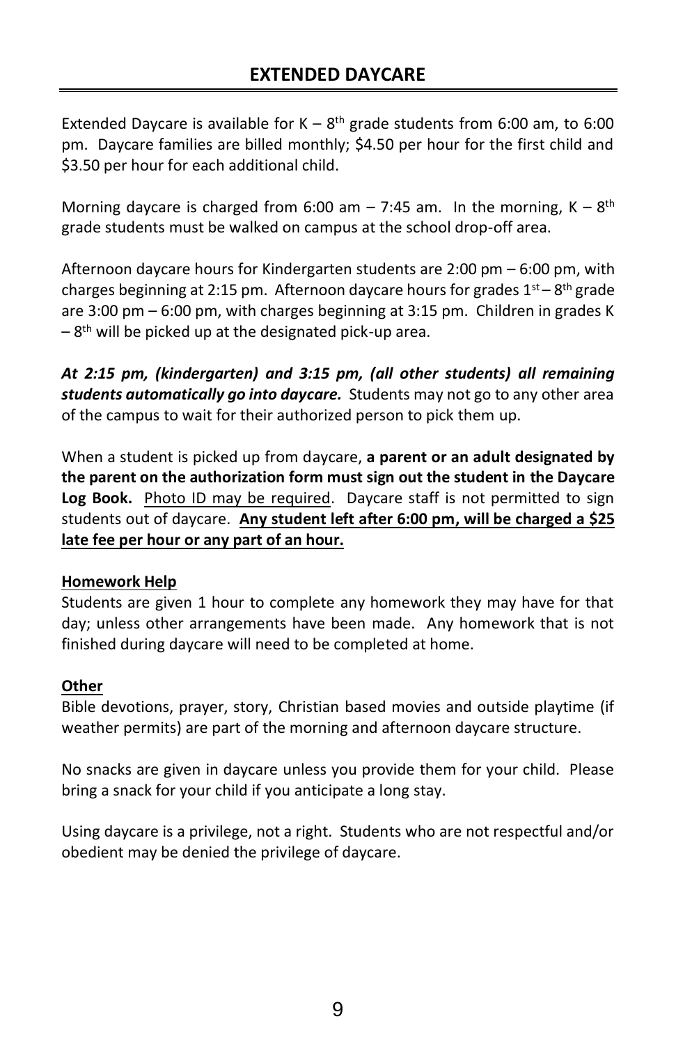# EXTENDED DAYCARE

Extended Daycare is available for K – 8th grade students from 6:00 am, to 6:00 pm. Daycare families are billed monthly; $4.50 per hour for the first child and $3.50 per hour for each additional child.

Morning daycare is charged from 6:00 am – 7:45 am. In the morning, K – 8th grade students must be walked on campus at the school drop-off area.

Afternoon daycare hours for Kindergarten students are 2:00 pm – 6:00 pm, with charges beginning at 2:15 pm. Afternoon daycare hours for grades 1st – 8th grade are 3:00 pm – 6:00 pm, with charges beginning at 3:15 pm. Children in grades K – 8th will be picked up at the designated pick-up area.

***At 2:15 pm, (kindergarten) and 3:15 pm, (all other students) all remaining students automatically go into daycare.*** Students may not go to any other area of the campus to wait for their authorized person to pick them up.

When a student is picked up from daycare, **a parent or an adult designated by the parent on the authorization form must sign out the student in the Daycare Log Book.** Photo ID may be required. Daycare staff is not permitted to sign students out of daycare. **Any student left after 6:00 pm, will be charged a $25 late fee per hour or any part of an hour.**

**Homework Help**

Students are given 1 hour to complete any homework they may have for that day; unless other arrangements have been made. Any homework that is not finished during daycare will need to be completed at home.

**Other**

Bible devotions, prayer, story, Christian based movies and outside playtime (if weather permits) are part of the morning and afternoon daycare structure.

No snacks are given in daycare unless you provide them for your child. Please bring a snack for your child if you anticipate a long stay.

Using daycare is a privilege, not a right. Students who are not respectful and/or obedient may be denied the privilege of daycare.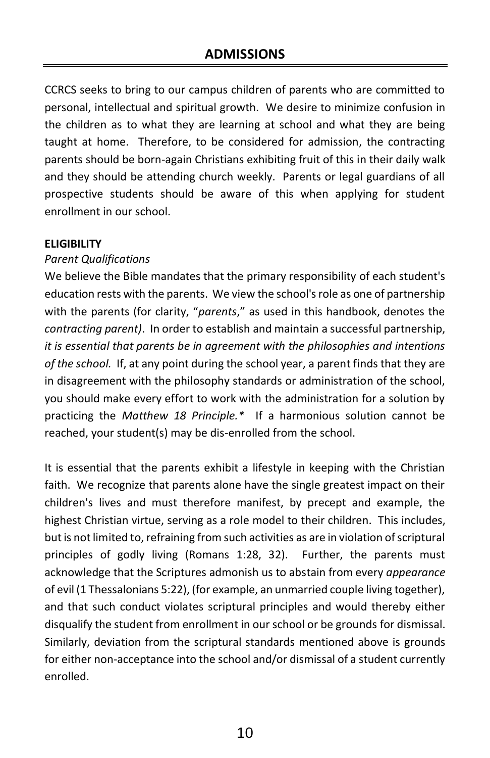## ADMISSIONS

CCRCS seeks to bring to our campus children of parents who are committed to personal, intellectual and spiritual growth. We desire to minimize confusion in the children as to what they are learning at school and what they are being taught at home. Therefore, to be considered for admission, the contracting parents should be born-again Christians exhibiting fruit of this in their daily walk and they should be attending church weekly. Parents or legal guardians of all prospective students should be aware of this when applying for student enrollment in our school.

**ELIGIBILITY**

*Parent Qualifications*

We believe the Bible mandates that the primary responsibility of each student's education rests with the parents. We view the school's role as one of partnership with the parents (for clarity, "*parents*," as used in this handbook, denotes the *contracting parent)*. In order to establish and maintain a successful partnership, *it is essential that parents be in agreement with the philosophies and intentions of the school.* If, at any point during the school year, a parent finds that they are in disagreement with the philosophy standards or administration of the school, you should make every effort to work with the administration for a solution by practicing the *Matthew 18 Principle.** If a harmonious solution cannot be reached, your student(s) may be dis-enrolled from the school.

It is essential that the parents exhibit a lifestyle in keeping with the Christian faith. We recognize that parents alone have the single greatest impact on their children's lives and must therefore manifest, by precept and example, the highest Christian virtue, serving as a role model to their children. This includes, but is not limited to, refraining from such activities as are in violation of scriptural principles of godly living (Romans 1:28, 32). Further, the parents must acknowledge that the Scriptures admonish us to abstain from every *appearance* of evil (1 Thessalonians 5:22), (for example, an unmarried couple living together), and that such conduct violates scriptural principles and would thereby either disqualify the student from enrollment in our school or be grounds for dismissal. Similarly, deviation from the scriptural standards mentioned above is grounds for either non-acceptance into the school and/or dismissal of a student currently enrolled.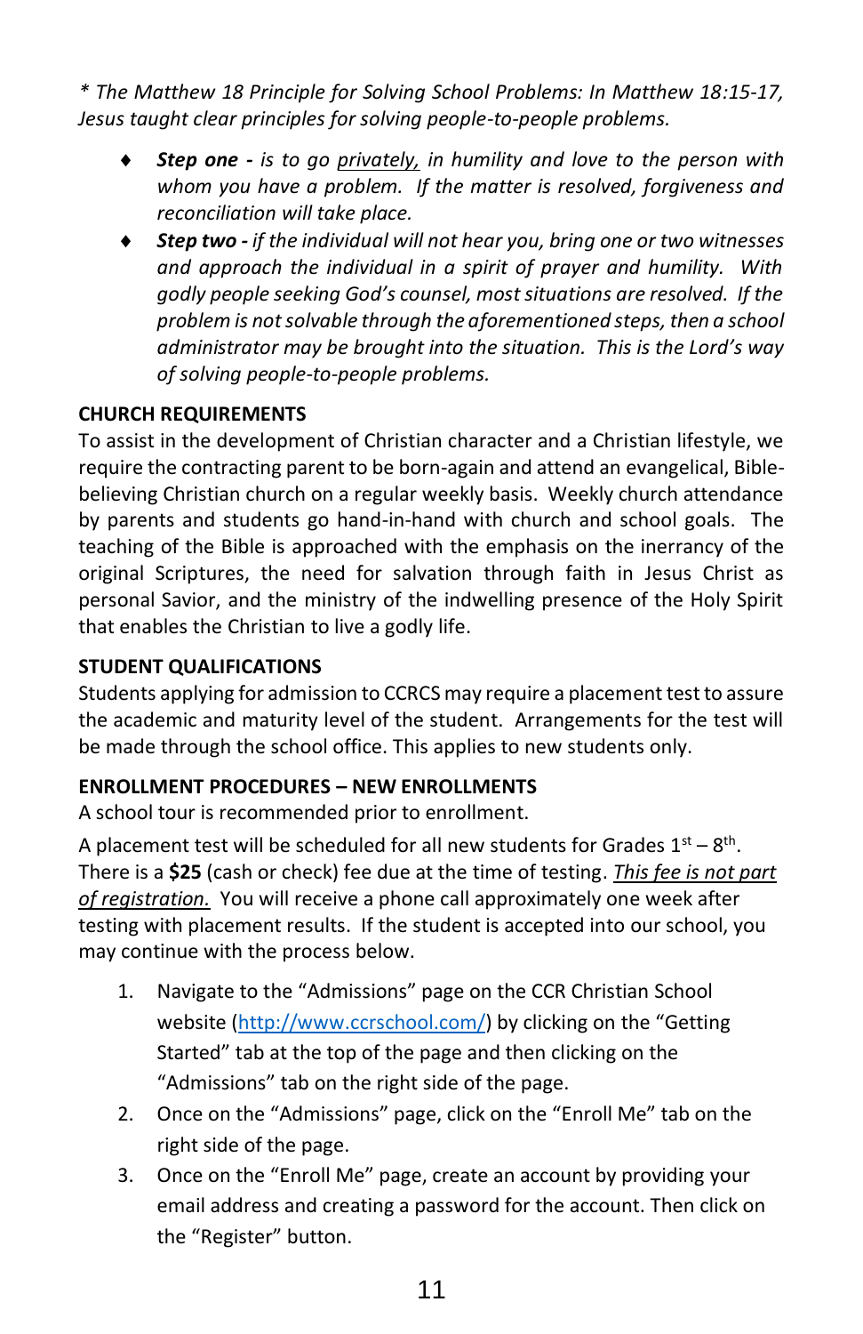*\* The Matthew 18 Principle for Solving School Problems: In Matthew 18:15-17, Jesus taught clear principles for solving people-to-people problems.*

- ***Step one** - is to go <u>privately,</u> in humility and love to the person with whom you have a problem. If the matter is resolved, forgiveness and reconciliation will take place.*
- ***Step two** - if the individual will not hear you, bring one or two witnesses and approach the individual in a spirit of prayer and humility. With godly people seeking God's counsel, most situations are resolved. If the problem is not solvable through the aforementioned steps, then a school administrator may be brought into the situation. This is the Lord's way of solving people-to-people problems.*

### CHURCH REQUIREMENTS

To assist in the development of Christian character and a Christian lifestyle, we require the contracting parent to be born-again and attend an evangelical, Bible-believing Christian church on a regular weekly basis. Weekly church attendance by parents and students go hand-in-hand with church and school goals. The teaching of the Bible is approached with the emphasis on the inerrancy of the original Scriptures, the need for salvation through faith in Jesus Christ as personal Savior, and the ministry of the indwelling presence of the Holy Spirit that enables the Christian to live a godly life.

### STUDENT QUALIFICATIONS

Students applying for admission to CCRCS may require a placement test to assure the academic and maturity level of the student. Arrangements for the test will be made through the school office. This applies to new students only.

### ENROLLMENT PROCEDURES – NEW ENROLLMENTS

A school tour is recommended prior to enrollment.

A placement test will be scheduled for all new students for Grades 1st – 8th. There is a **$25** (cash or check) fee due at the time of testing. *<u>This fee is not part of registration.</u>* You will receive a phone call approximately one week after testing with placement results. If the student is accepted into our school, you may continue with the process below.

1. Navigate to the "Admissions" page on the CCR Christian School website (http://www.ccrschool.com/) by clicking on the "Getting Started" tab at the top of the page and then clicking on the "Admissions" tab on the right side of the page.
2. Once on the "Admissions" page, click on the "Enroll Me" tab on the right side of the page.
3. Once on the "Enroll Me" page, create an account by providing your email address and creating a password for the account. Then click on the "Register" button.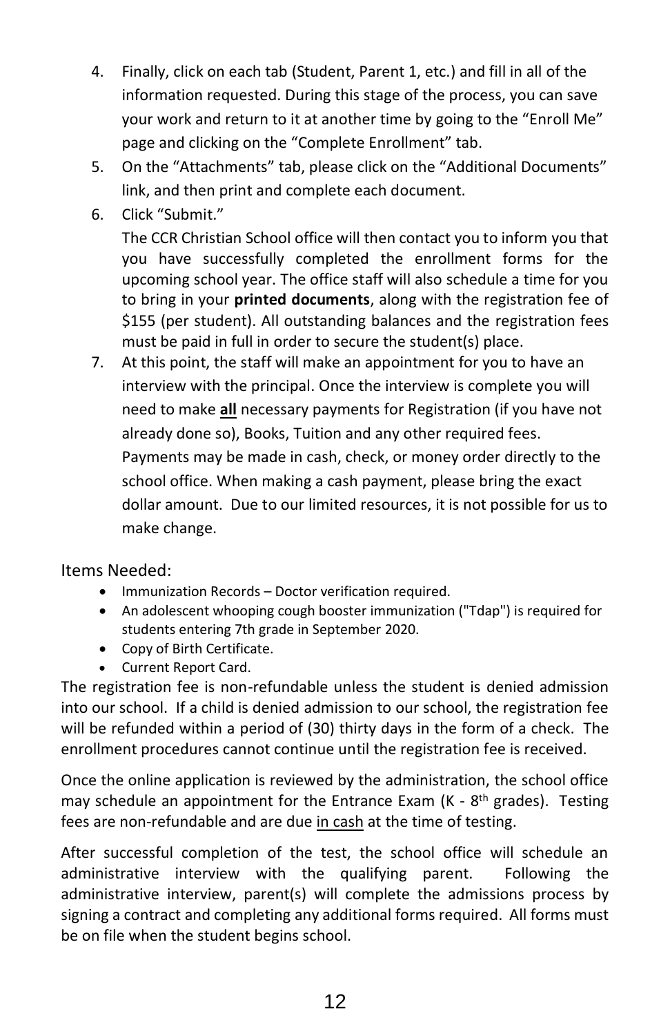4. Finally, click on each tab (Student, Parent 1, etc.) and fill in all of the information requested. During this stage of the process, you can save your work and return to it at another time by going to the "Enroll Me" page and clicking on the "Complete Enrollment" tab.
5. On the "Attachments" tab, please click on the "Additional Documents" link, and then print and complete each document.
6. Click "Submit."

   The CCR Christian School office will then contact you to inform you that you have successfully completed the enrollment forms for the upcoming school year. The office staff will also schedule a time for you to bring in your **printed documents**, along with the registration fee of $155 (per student). All outstanding balances and the registration fees must be paid in full in order to secure the student(s) place.
7. At this point, the staff will make an appointment for you to have an interview with the principal. Once the interview is complete you will need to make **all** necessary payments for Registration (if you have not already done so), Books, Tuition and any other required fees. Payments may be made in cash, check, or money order directly to the school office. When making a cash payment, please bring the exact dollar amount. Due to our limited resources, it is not possible for us to make change.

Items Needed:

- Immunization Records – Doctor verification required.
- An adolescent whooping cough booster immunization ("Tdap") is required for students entering 7th grade in September 2020.
- Copy of Birth Certificate.
- Current Report Card.

The registration fee is non-refundable unless the student is denied admission into our school. If a child is denied admission to our school, the registration fee will be refunded within a period of (30) thirty days in the form of a check. The enrollment procedures cannot continue until the registration fee is received.

Once the online application is reviewed by the administration, the school office may schedule an appointment for the Entrance Exam (K - 8th grades). Testing fees are non-refundable and are due in cash at the time of testing.

After successful completion of the test, the school office will schedule an administrative interview with the qualifying parent. Following the administrative interview, parent(s) will complete the admissions process by signing a contract and completing any additional forms required. All forms must be on file when the student begins school.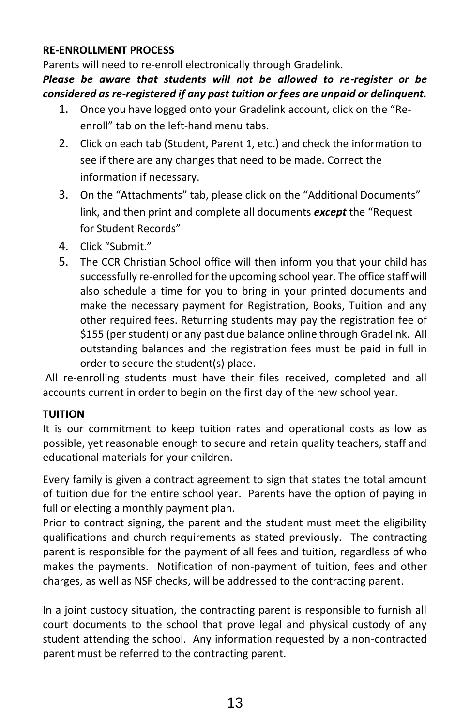**RE-ENROLLMENT PROCESS**

Parents will need to re-enroll electronically through Gradelink.

***Please be aware that students will not be allowed to re-register or be considered as re-registered if any past tuition or fees are unpaid or delinquent.***

1. Once you have logged onto your Gradelink account, click on the "Re-enroll" tab on the left-hand menu tabs.
2. Click on each tab (Student, Parent 1, etc.) and check the information to see if there are any changes that need to be made. Correct the information if necessary.
3. On the "Attachments" tab, please click on the "Additional Documents" link, and then print and complete all documents ***except*** the "Request for Student Records"
4. Click "Submit."
5. The CCR Christian School office will then inform you that your child has successfully re-enrolled for the upcoming school year. The office staff will also schedule a time for you to bring in your printed documents and make the necessary payment for Registration, Books, Tuition and any other required fees. Returning students may pay the registration fee of $155 (per student) or any past due balance online through Gradelink. All outstanding balances and the registration fees must be paid in full in order to secure the student(s) place.

All re-enrolling students must have their files received, completed and all accounts current in order to begin on the first day of the new school year.

**TUITION**

It is our commitment to keep tuition rates and operational costs as low as possible, yet reasonable enough to secure and retain quality teachers, staff and educational materials for your children.

Every family is given a contract agreement to sign that states the total amount of tuition due for the entire school year. Parents have the option of paying in full or electing a monthly payment plan.

Prior to contract signing, the parent and the student must meet the eligibility qualifications and church requirements as stated previously. The contracting parent is responsible for the payment of all fees and tuition, regardless of who makes the payments. Notification of non-payment of tuition, fees and other charges, as well as NSF checks, will be addressed to the contracting parent.

In a joint custody situation, the contracting parent is responsible to furnish all court documents to the school that prove legal and physical custody of any student attending the school. Any information requested by a non-contracted parent must be referred to the contracting parent.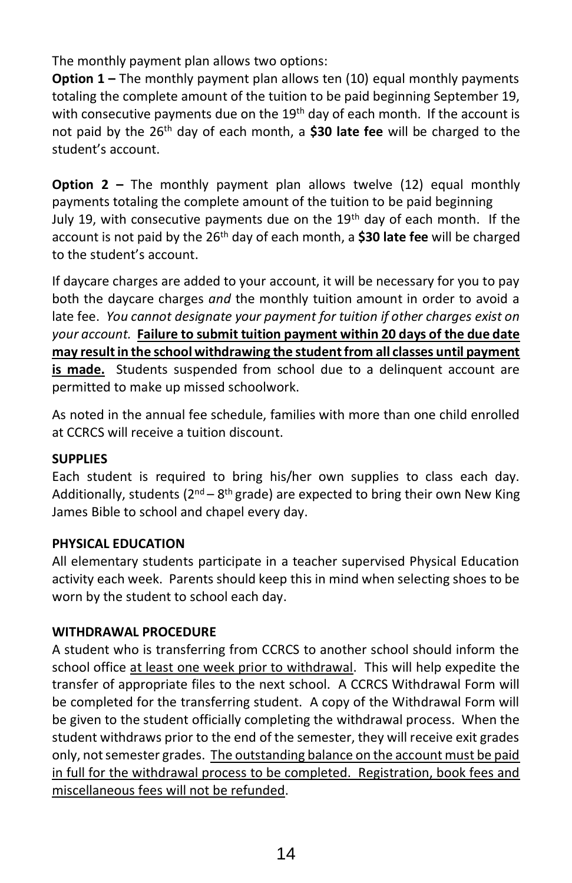The monthly payment plan allows two options:

**Option 1 –** The monthly payment plan allows ten (10) equal monthly payments totaling the complete amount of the tuition to be paid beginning September 19, with consecutive payments due on the 19th day of each month. If the account is not paid by the 26th day of each month, a **$30 late fee** will be charged to the student's account.

**Option 2 –** The monthly payment plan allows twelve (12) equal monthly payments totaling the complete amount of the tuition to be paid beginning July 19, with consecutive payments due on the 19th day of each month. If the account is not paid by the 26th day of each month, a **$30 late fee** will be charged to the student's account.

If daycare charges are added to your account, it will be necessary for you to pay both the daycare charges *and* the monthly tuition amount in order to avoid a late fee. *You cannot designate your payment for tuition if other charges exist on your account.* **Failure to submit tuition payment within 20 days of the due date may result in the school withdrawing the student from all classes until payment is made.** Students suspended from school due to a delinquent account are permitted to make up missed schoolwork.

As noted in the annual fee schedule, families with more than one child enrolled at CCRCS will receive a tuition discount.

**SUPPLIES**

Each student is required to bring his/her own supplies to class each day. Additionally, students (2nd – 8th grade) are expected to bring their own New King James Bible to school and chapel every day.

**PHYSICAL EDUCATION**

All elementary students participate in a teacher supervised Physical Education activity each week. Parents should keep this in mind when selecting shoes to be worn by the student to school each day.

**WITHDRAWAL PROCEDURE**

A student who is transferring from CCRCS to another school should inform the school office at least one week prior to withdrawal. This will help expedite the transfer of appropriate files to the next school. A CCRCS Withdrawal Form will be completed for the transferring student. A copy of the Withdrawal Form will be given to the student officially completing the withdrawal process. When the student withdraws prior to the end of the semester, they will receive exit grades only, not semester grades. The outstanding balance on the account must be paid in full for the withdrawal process to be completed. Registration, book fees and miscellaneous fees will not be refunded.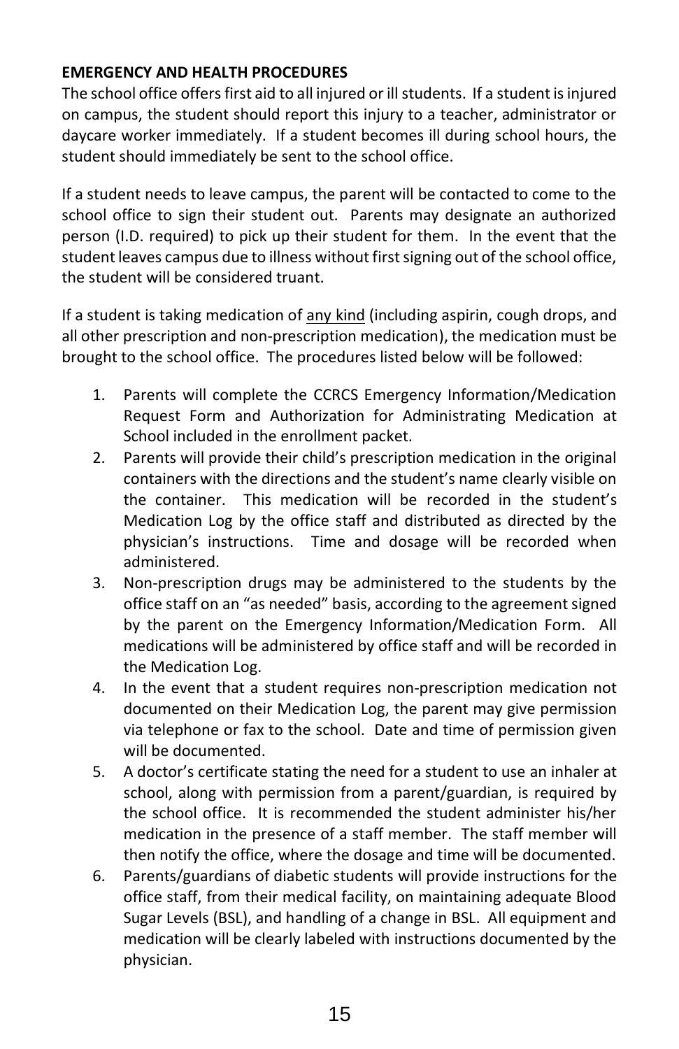**EMERGENCY AND HEALTH PROCEDURES**

The school office offers first aid to all injured or ill students. If a student is injured on campus, the student should report this injury to a teacher, administrator or daycare worker immediately. If a student becomes ill during school hours, the student should immediately be sent to the school office.

If a student needs to leave campus, the parent will be contacted to come to the school office to sign their student out. Parents may designate an authorized person (I.D. required) to pick up their student for them. In the event that the student leaves campus due to illness without first signing out of the school office, the student will be considered truant.

If a student is taking medication of <u>any kind</u> (including aspirin, cough drops, and all other prescription and non-prescription medication), the medication must be brought to the school office. The procedures listed below will be followed:

1. Parents will complete the CCRCS Emergency Information/Medication Request Form and Authorization for Administrating Medication at School included in the enrollment packet.
2. Parents will provide their child's prescription medication in the original containers with the directions and the student's name clearly visible on the container. This medication will be recorded in the student's Medication Log by the office staff and distributed as directed by the physician's instructions. Time and dosage will be recorded when administered.
3. Non-prescription drugs may be administered to the students by the office staff on an "as needed" basis, according to the agreement signed by the parent on the Emergency Information/Medication Form. All medications will be administered by office staff and will be recorded in the Medication Log.
4. In the event that a student requires non-prescription medication not documented on their Medication Log, the parent may give permission via telephone or fax to the school. Date and time of permission given will be documented.
5. A doctor's certificate stating the need for a student to use an inhaler at school, along with permission from a parent/guardian, is required by the school office. It is recommended the student administer his/her medication in the presence of a staff member. The staff member will then notify the office, where the dosage and time will be documented.
6. Parents/guardians of diabetic students will provide instructions for the office staff, from their medical facility, on maintaining adequate Blood Sugar Levels (BSL), and handling of a change in BSL. All equipment and medication will be clearly labeled with instructions documented by the physician.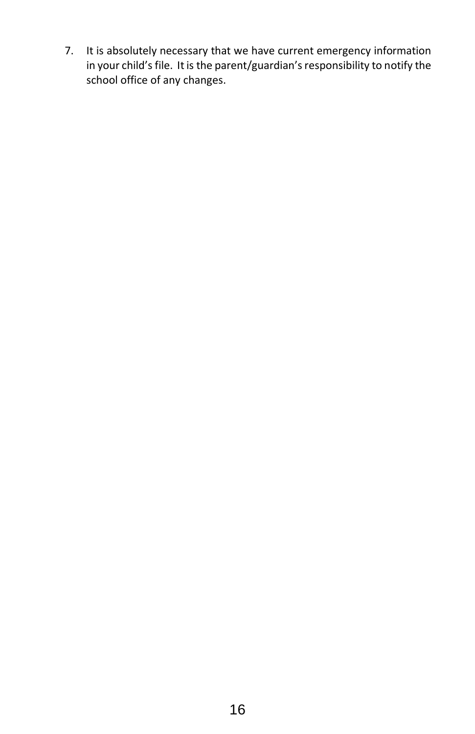7. It is absolutely necessary that we have current emergency information in your child's file. It is the parent/guardian's responsibility to notify the school office of any changes.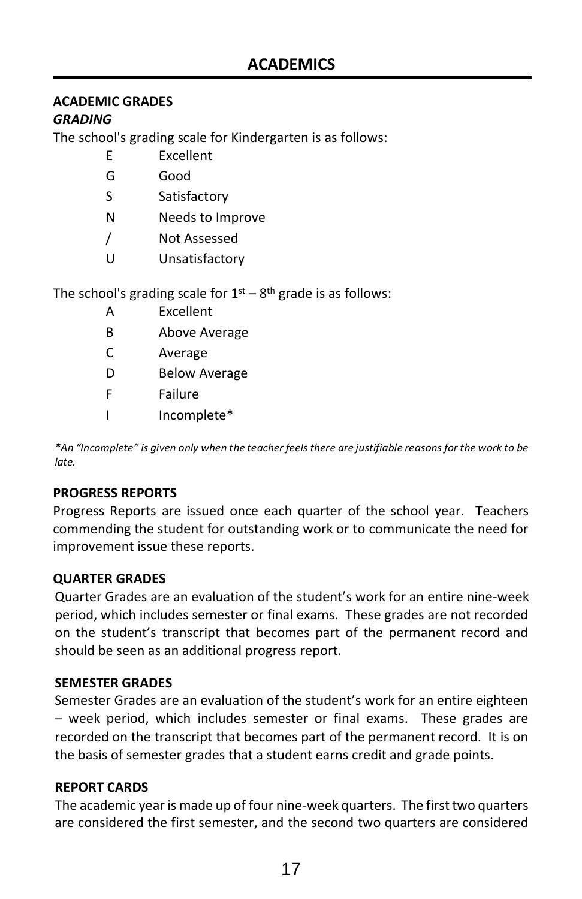# ACADEMICS

## ACADEMIC GRADES

### *GRADING*

The school's grading scale for Kindergarten is as follows:

| | |
|---|---|
| E | Excellent |
| G | Good |
| S | Satisfactory |
| N | Needs to Improve |
| / | Not Assessed |
| U | Unsatisfactory |

The school's grading scale for $1^{st}$ – $8^{th}$ grade is as follows:

| | |
|---|---|
| A | Excellent |
| B | Above Average |
| C | Average |
| D | Below Average |
| F | Failure |
| I | Incomplete* |

*\*An "Incomplete" is given only when the teacher feels there are justifiable reasons for the work to be late.*

### PROGRESS REPORTS

Progress Reports are issued once each quarter of the school year. Teachers commending the student for outstanding work or to communicate the need for improvement issue these reports.

### QUARTER GRADES

Quarter Grades are an evaluation of the student's work for an entire nine-week period, which includes semester or final exams. These grades are not recorded on the student's transcript that becomes part of the permanent record and should be seen as an additional progress report.

### SEMESTER GRADES

Semester Grades are an evaluation of the student's work for an entire eighteen – week period, which includes semester or final exams. These grades are recorded on the transcript that becomes part of the permanent record. It is on the basis of semester grades that a student earns credit and grade points.

### REPORT CARDS

The academic year is made up of four nine-week quarters. The first two quarters are considered the first semester, and the second two quarters are considered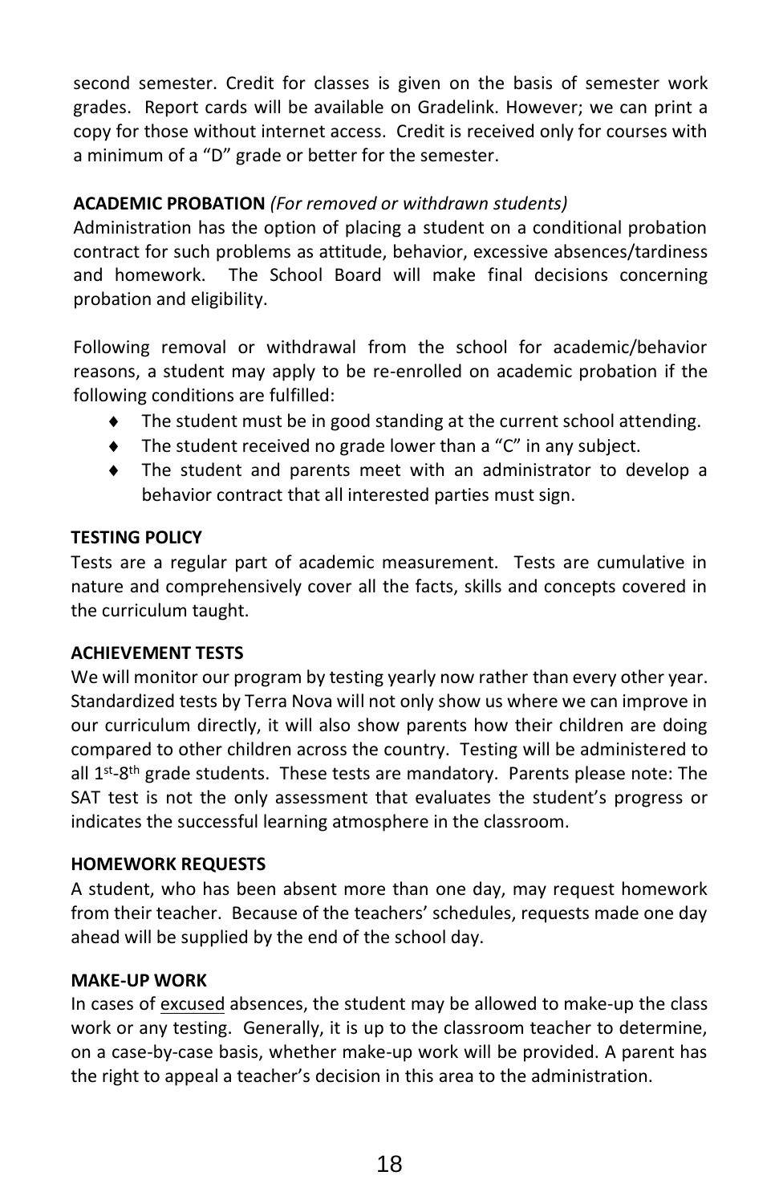second semester. Credit for classes is given on the basis of semester work grades. Report cards will be available on Gradelink. However; we can print a copy for those without internet access. Credit is received only for courses with a minimum of a "D" grade or better for the semester.

**ACADEMIC PROBATION** *(For removed or withdrawn students)*

Administration has the option of placing a student on a conditional probation contract for such problems as attitude, behavior, excessive absences/tardiness and homework. The School Board will make final decisions concerning probation and eligibility.

Following removal or withdrawal from the school for academic/behavior reasons, a student may apply to be re-enrolled on academic probation if the following conditions are fulfilled:

- The student must be in good standing at the current school attending.
- The student received no grade lower than a "C" in any subject.
- The student and parents meet with an administrator to develop a behavior contract that all interested parties must sign.

**TESTING POLICY**

Tests are a regular part of academic measurement. Tests are cumulative in nature and comprehensively cover all the facts, skills and concepts covered in the curriculum taught.

**ACHIEVEMENT TESTS**

We will monitor our program by testing yearly now rather than every other year. Standardized tests by Terra Nova will not only show us where we can improve in our curriculum directly, it will also show parents how their children are doing compared to other children across the country. Testing will be administered to all 1st-8th grade students. These tests are mandatory. Parents please note: The SAT test is not the only assessment that evaluates the student's progress or indicates the successful learning atmosphere in the classroom.

**HOMEWORK REQUESTS**

A student, who has been absent more than one day, may request homework from their teacher. Because of the teachers' schedules, requests made one day ahead will be supplied by the end of the school day.

**MAKE-UP WORK**

In cases of excused absences, the student may be allowed to make-up the class work or any testing. Generally, it is up to the classroom teacher to determine, on a case-by-case basis, whether make-up work will be provided. A parent has the right to appeal a teacher's decision in this area to the administration.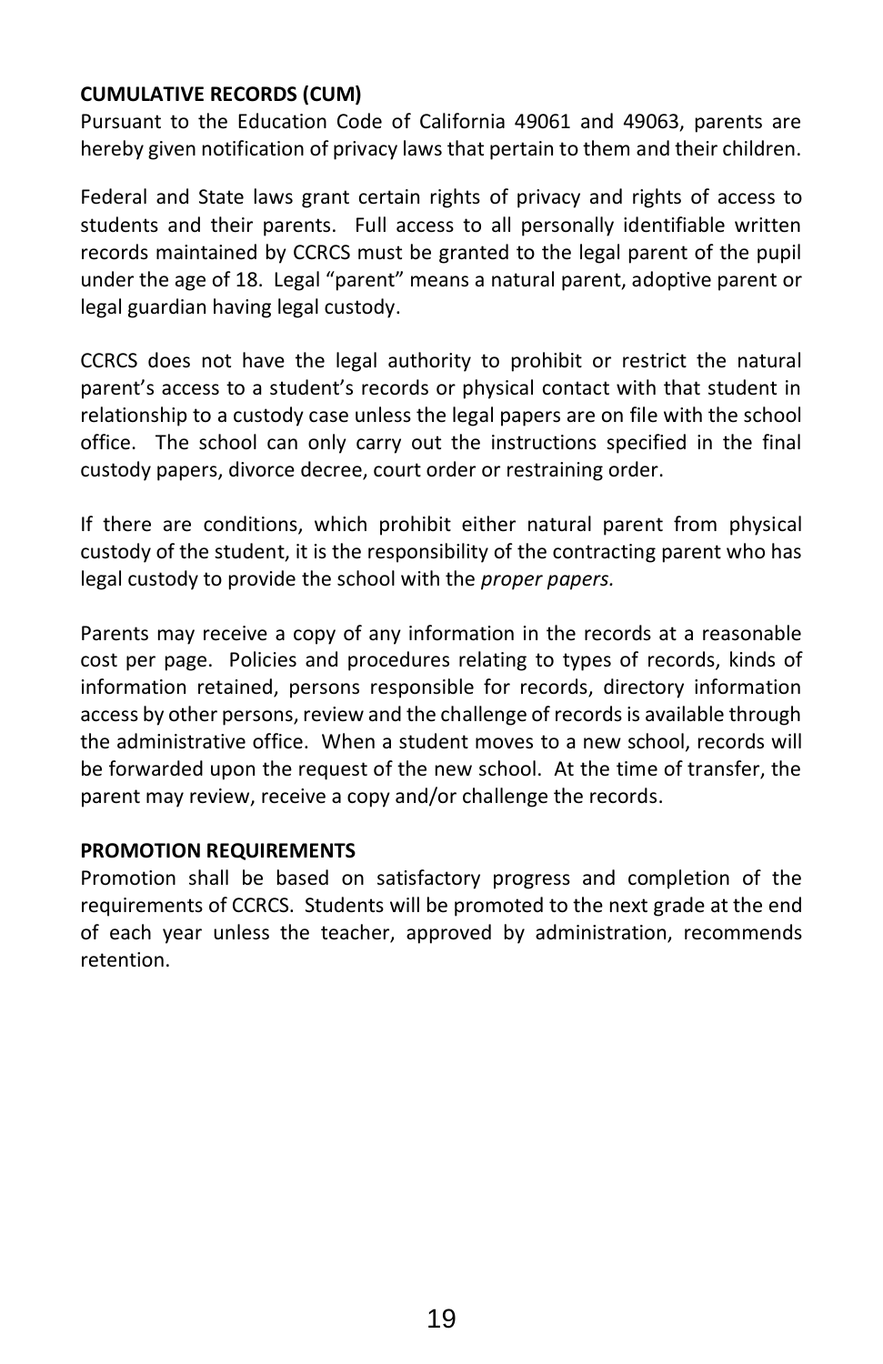**CUMULATIVE RECORDS (CUM)**

Pursuant to the Education Code of California 49061 and 49063, parents are hereby given notification of privacy laws that pertain to them and their children.

Federal and State laws grant certain rights of privacy and rights of access to students and their parents. Full access to all personally identifiable written records maintained by CCRCS must be granted to the legal parent of the pupil under the age of 18. Legal "parent" means a natural parent, adoptive parent or legal guardian having legal custody.

CCRCS does not have the legal authority to prohibit or restrict the natural parent's access to a student's records or physical contact with that student in relationship to a custody case unless the legal papers are on file with the school office. The school can only carry out the instructions specified in the final custody papers, divorce decree, court order or restraining order.

If there are conditions, which prohibit either natural parent from physical custody of the student, it is the responsibility of the contracting parent who has legal custody to provide the school with the *proper papers.*

Parents may receive a copy of any information in the records at a reasonable cost per page. Policies and procedures relating to types of records, kinds of information retained, persons responsible for records, directory information access by other persons, review and the challenge of records is available through the administrative office. When a student moves to a new school, records will be forwarded upon the request of the new school. At the time of transfer, the parent may review, receive a copy and/or challenge the records.

**PROMOTION REQUIREMENTS**

Promotion shall be based on satisfactory progress and completion of the requirements of CCRCS. Students will be promoted to the next grade at the end of each year unless the teacher, approved by administration, recommends retention.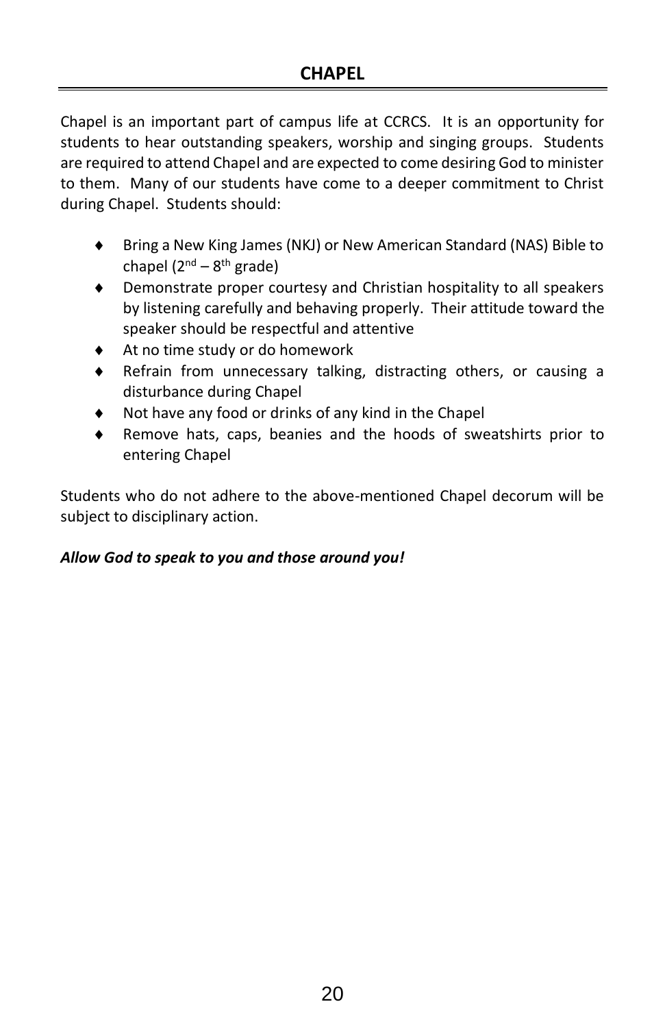# CHAPEL

Chapel is an important part of campus life at CCRCS. It is an opportunity for students to hear outstanding speakers, worship and singing groups. Students are required to attend Chapel and are expected to come desiring God to minister to them. Many of our students have come to a deeper commitment to Christ during Chapel. Students should:

- Bring a New King James (NKJ) or New American Standard (NAS) Bible to chapel (2nd – 8th grade)
- Demonstrate proper courtesy and Christian hospitality to all speakers by listening carefully and behaving properly. Their attitude toward the speaker should be respectful and attentive
- At no time study or do homework
- Refrain from unnecessary talking, distracting others, or causing a disturbance during Chapel
- Not have any food or drinks of any kind in the Chapel
- Remove hats, caps, beanies and the hoods of sweatshirts prior to entering Chapel

Students who do not adhere to the above-mentioned Chapel decorum will be subject to disciplinary action.

***Allow God to speak to you and those around you!***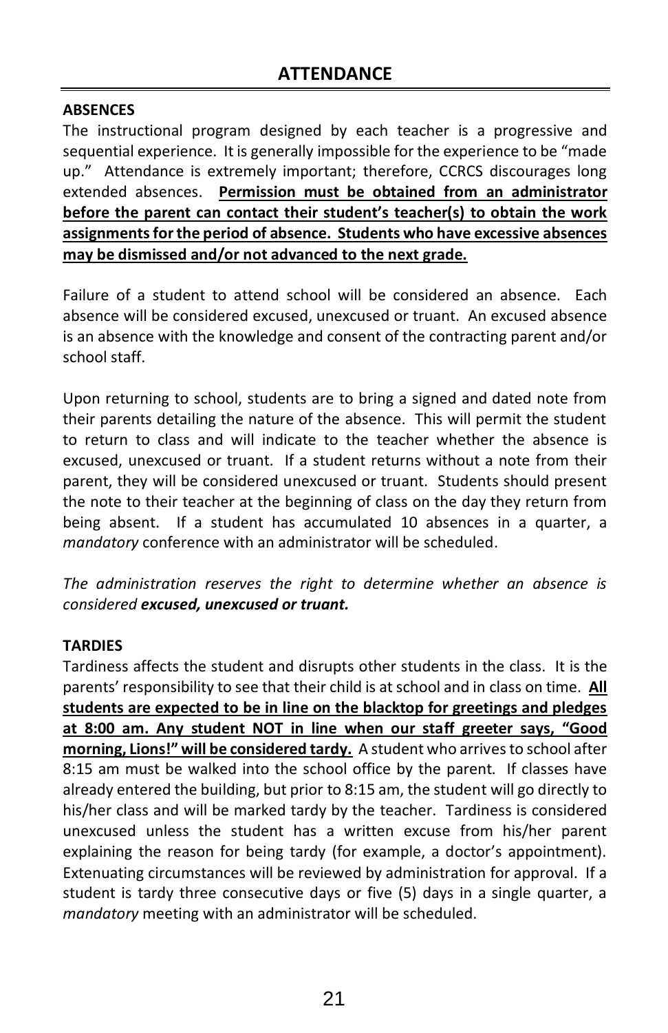## ATTENDANCE

### ABSENCES

The instructional program designed by each teacher is a progressive and sequential experience. It is generally impossible for the experience to be "made up." Attendance is extremely important; therefore, CCRCS discourages long extended absences. **<u>Permission must be obtained from an administrator before the parent can contact their student's teacher(s) to obtain the work assignments for the period of absence. Students who have excessive absences may be dismissed and/or not advanced to the next grade.</u>**

Failure of a student to attend school will be considered an absence. Each absence will be considered excused, unexcused or truant. An excused absence is an absence with the knowledge and consent of the contracting parent and/or school staff.

Upon returning to school, students are to bring a signed and dated note from their parents detailing the nature of the absence. This will permit the student to return to class and will indicate to the teacher whether the absence is excused, unexcused or truant. If a student returns without a note from their parent, they will be considered unexcused or truant. Students should present the note to their teacher at the beginning of class on the day they return from being absent. If a student has accumulated 10 absences in a quarter, a *mandatory* conference with an administrator will be scheduled.

*The administration reserves the right to determine whether an absence is considered **excused, unexcused or truant.***

### TARDIES

Tardiness affects the student and disrupts other students in the class. It is the parents' responsibility to see that their child is at school and in class on time. **<u>All students are expected to be in line on the blacktop for greetings and pledges at 8:00 am. Any student NOT in line when our staff greeter says, "Good morning, Lions!" will be considered tardy.</u>** A student who arrives to school after 8:15 am must be walked into the school office by the parent. If classes have already entered the building, but prior to 8:15 am, the student will go directly to his/her class and will be marked tardy by the teacher. Tardiness is considered unexcused unless the student has a written excuse from his/her parent explaining the reason for being tardy (for example, a doctor's appointment). Extenuating circumstances will be reviewed by administration for approval. If a student is tardy three consecutive days or five (5) days in a single quarter, a *mandatory* meeting with an administrator will be scheduled.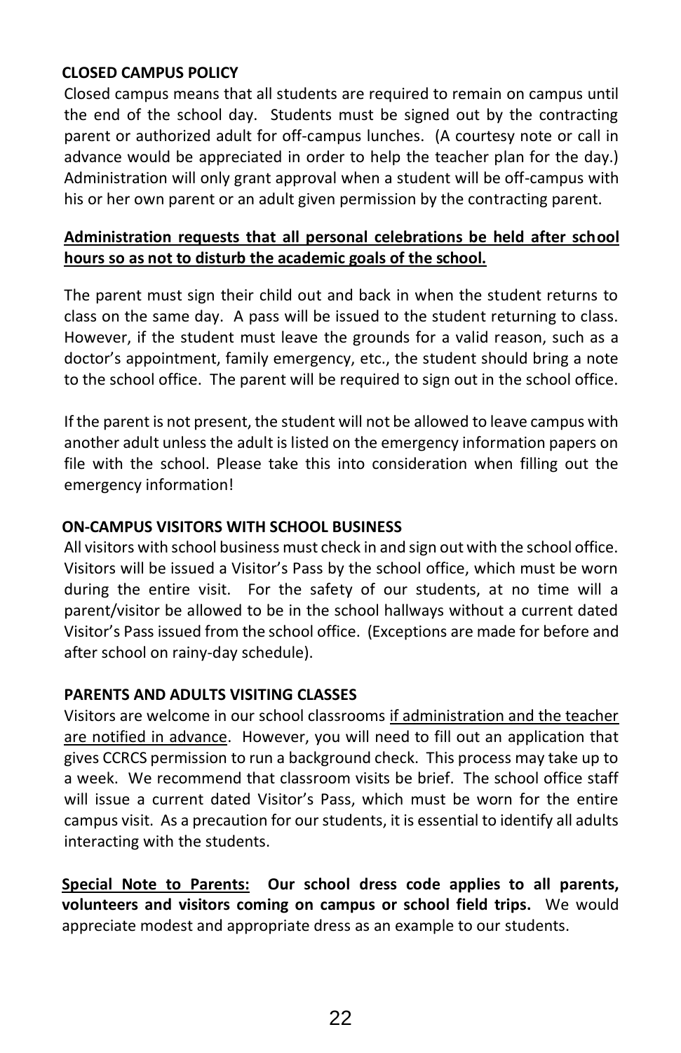## CLOSED CAMPUS POLICY

Closed campus means that all students are required to remain on campus until the end of the school day. Students must be signed out by the contracting parent or authorized adult for off-campus lunches. (A courtesy note or call in advance would be appreciated in order to help the teacher plan for the day.) Administration will only grant approval when a student will be off-campus with his or her own parent or an adult given permission by the contracting parent.

**Administration requests that all personal celebrations be held after school hours so as not to disturb the academic goals of the school.**

The parent must sign their child out and back in when the student returns to class on the same day. A pass will be issued to the student returning to class. However, if the student must leave the grounds for a valid reason, such as a doctor's appointment, family emergency, etc., the student should bring a note to the school office. The parent will be required to sign out in the school office.

If the parent is not present, the student will not be allowed to leave campus with another adult unless the adult is listed on the emergency information papers on file with the school. Please take this into consideration when filling out the emergency information!

## ON-CAMPUS VISITORS WITH SCHOOL BUSINESS

All visitors with school business must check in and sign out with the school office. Visitors will be issued a Visitor's Pass by the school office, which must be worn during the entire visit. For the safety of our students, at no time will a parent/visitor be allowed to be in the school hallways without a current dated Visitor's Pass issued from the school office. (Exceptions are made for before and after school on rainy-day schedule).

## PARENTS AND ADULTS VISITING CLASSES

Visitors are welcome in our school classrooms if administration and the teacher are notified in advance. However, you will need to fill out an application that gives CCRCS permission to run a background check. This process may take up to a week. We recommend that classroom visits be brief. The school office staff will issue a current dated Visitor's Pass, which must be worn for the entire campus visit. As a precaution for our students, it is essential to identify all adults interacting with the students.

**Special Note to Parents: Our school dress code applies to all parents, volunteers and visitors coming on campus or school field trips.** We would appreciate modest and appropriate dress as an example to our students.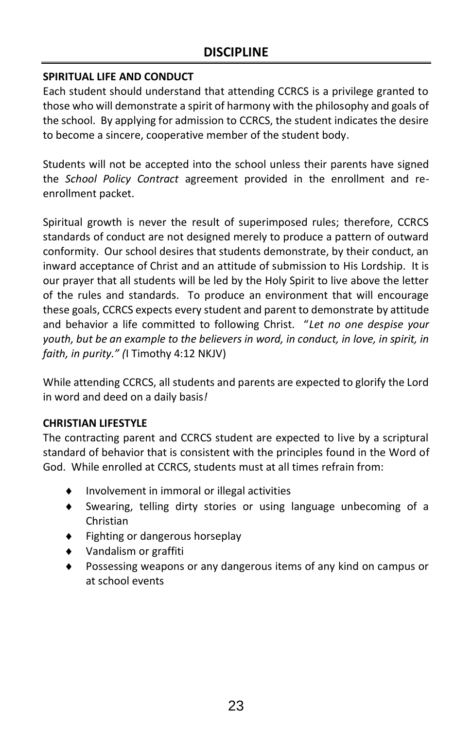# DISCIPLINE

## SPIRITUAL LIFE AND CONDUCT

Each student should understand that attending CCRCS is a privilege granted to those who will demonstrate a spirit of harmony with the philosophy and goals of the school. By applying for admission to CCRCS, the student indicates the desire to become a sincere, cooperative member of the student body.

Students will not be accepted into the school unless their parents have signed the *School Policy Contract* agreement provided in the enrollment and re-enrollment packet.

Spiritual growth is never the result of superimposed rules; therefore, CCRCS standards of conduct are not designed merely to produce a pattern of outward conformity. Our school desires that students demonstrate, by their conduct, an inward acceptance of Christ and an attitude of submission to His Lordship. It is our prayer that all students will be led by the Holy Spirit to live above the letter of the rules and standards. To produce an environment that will encourage these goals, CCRCS expects every student and parent to demonstrate by attitude and behavior a life committed to following Christ. "*Let no one despise your youth, but be an example to the believers in word, in conduct, in love, in spirit, in faith, in purity." (*I Timothy 4:12 NKJV)

While attending CCRCS, all students and parents are expected to glorify the Lord in word and deed on a daily basis*!*

## CHRISTIAN LIFESTYLE

The contracting parent and CCRCS student are expected to live by a scriptural standard of behavior that is consistent with the principles found in the Word of God. While enrolled at CCRCS, students must at all times refrain from:

- Involvement in immoral or illegal activities
- Swearing, telling dirty stories or using language unbecoming of a Christian
- Fighting or dangerous horseplay
- Vandalism or graffiti
- Possessing weapons or any dangerous items of any kind on campus or at school events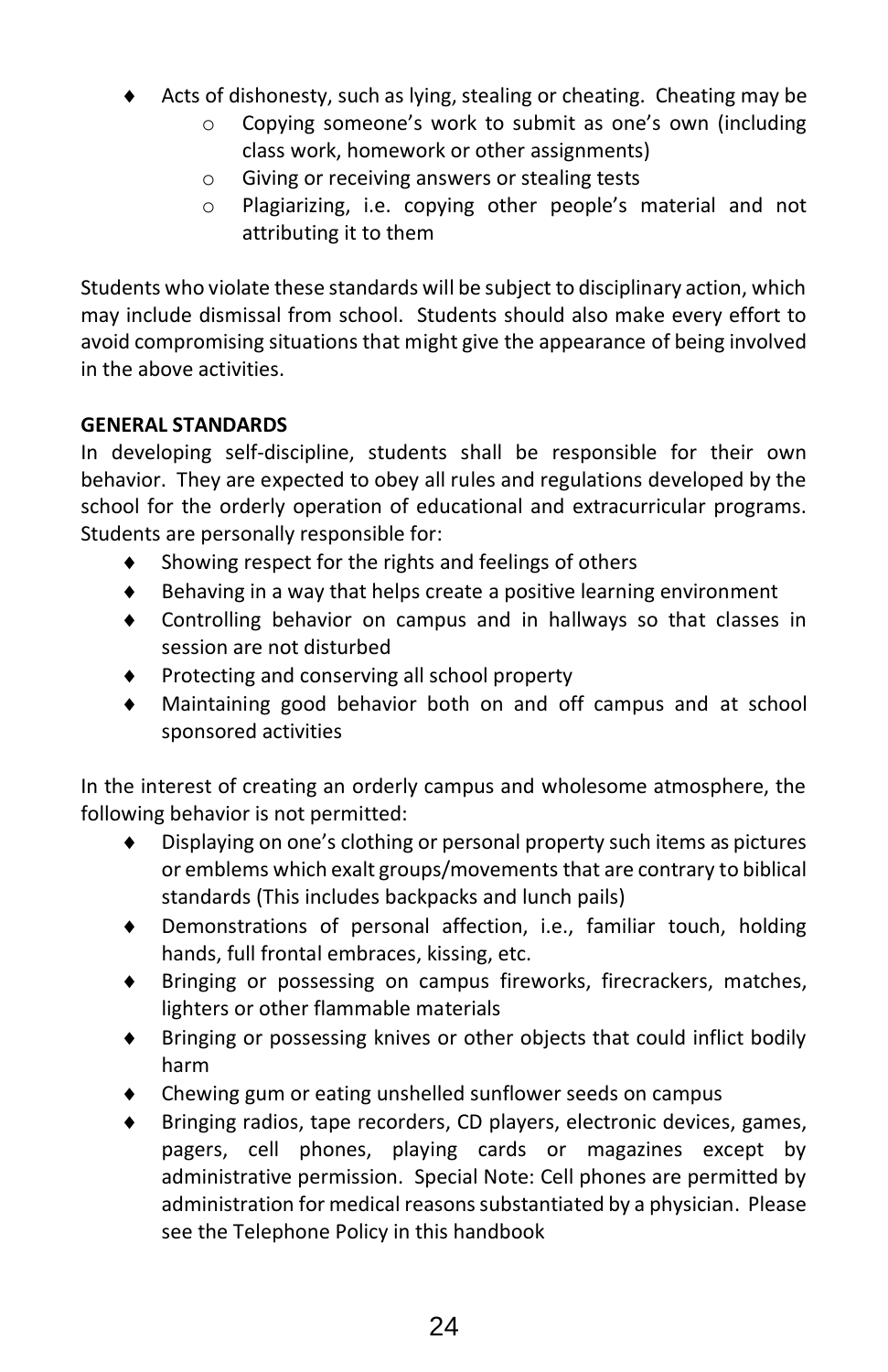- Acts of dishonesty, such as lying, stealing or cheating. Cheating may be
  - Copying someone's work to submit as one's own (including class work, homework or other assignments)
  - Giving or receiving answers or stealing tests
  - Plagiarizing, i.e. copying other people's material and not attributing it to them

Students who violate these standards will be subject to disciplinary action, which may include dismissal from school. Students should also make every effort to avoid compromising situations that might give the appearance of being involved in the above activities.

**GENERAL STANDARDS**

In developing self-discipline, students shall be responsible for their own behavior. They are expected to obey all rules and regulations developed by the school for the orderly operation of educational and extracurricular programs. Students are personally responsible for:

- Showing respect for the rights and feelings of others
- Behaving in a way that helps create a positive learning environment
- Controlling behavior on campus and in hallways so that classes in session are not disturbed
- Protecting and conserving all school property
- Maintaining good behavior both on and off campus and at school sponsored activities

In the interest of creating an orderly campus and wholesome atmosphere, the following behavior is not permitted:

- Displaying on one's clothing or personal property such items as pictures or emblems which exalt groups/movements that are contrary to biblical standards (This includes backpacks and lunch pails)
- Demonstrations of personal affection, i.e., familiar touch, holding hands, full frontal embraces, kissing, etc.
- Bringing or possessing on campus fireworks, firecrackers, matches, lighters or other flammable materials
- Bringing or possessing knives or other objects that could inflict bodily harm
- Chewing gum or eating unshelled sunflower seeds on campus
- Bringing radios, tape recorders, CD players, electronic devices, games, pagers, cell phones, playing cards or magazines except by administrative permission. Special Note: Cell phones are permitted by administration for medical reasons substantiated by a physician. Please see the Telephone Policy in this handbook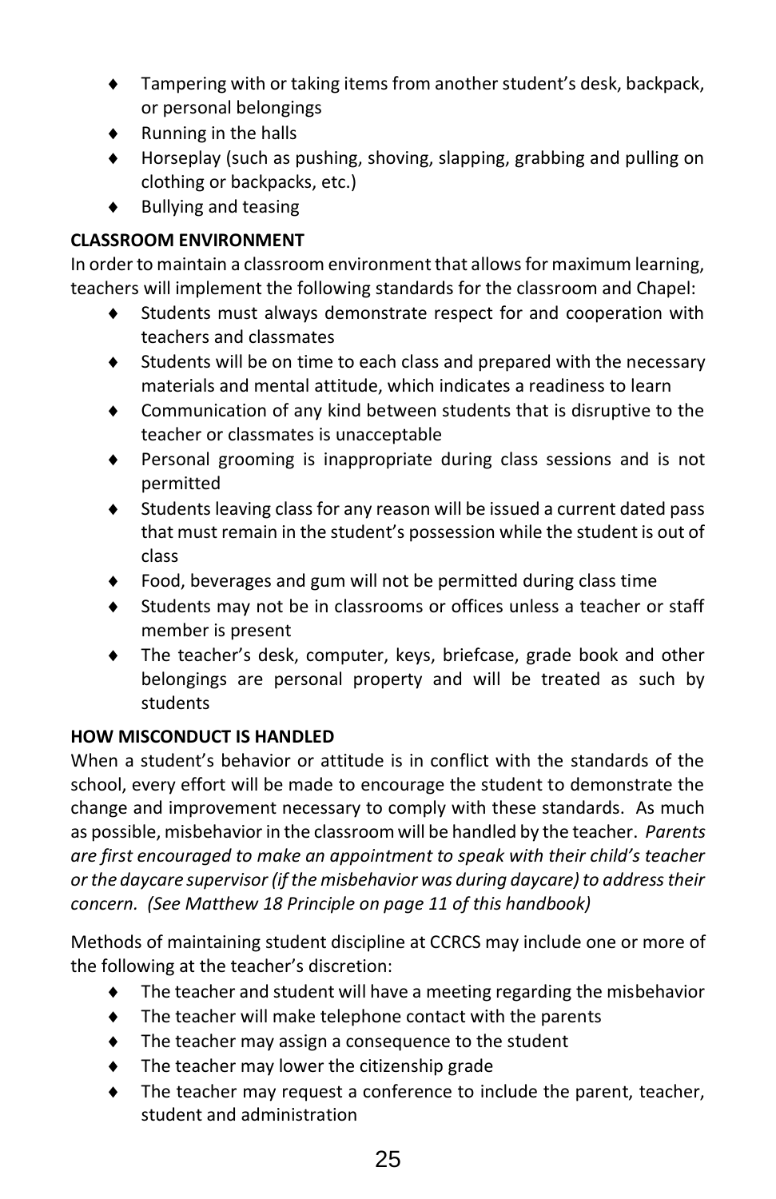- Tampering with or taking items from another student's desk, backpack, or personal belongings
- Running in the halls
- Horseplay (such as pushing, shoving, slapping, grabbing and pulling on clothing or backpacks, etc.)
- Bullying and teasing

**CLASSROOM ENVIRONMENT**

In order to maintain a classroom environment that allows for maximum learning, teachers will implement the following standards for the classroom and Chapel:

- Students must always demonstrate respect for and cooperation with teachers and classmates
- Students will be on time to each class and prepared with the necessary materials and mental attitude, which indicates a readiness to learn
- Communication of any kind between students that is disruptive to the teacher or classmates is unacceptable
- Personal grooming is inappropriate during class sessions and is not permitted
- Students leaving class for any reason will be issued a current dated pass that must remain in the student's possession while the student is out of class
- Food, beverages and gum will not be permitted during class time
- Students may not be in classrooms or offices unless a teacher or staff member is present
- The teacher's desk, computer, keys, briefcase, grade book and other belongings are personal property and will be treated as such by students

**HOW MISCONDUCT IS HANDLED**

When a student's behavior or attitude is in conflict with the standards of the school, every effort will be made to encourage the student to demonstrate the change and improvement necessary to comply with these standards. As much as possible, misbehavior in the classroom will be handled by the teacher. *Parents are first encouraged to make an appointment to speak with their child's teacher or the daycare supervisor (if the misbehavior was during daycare) to address their concern. (See Matthew 18 Principle on page 11 of this handbook)*

Methods of maintaining student discipline at CCRCS may include one or more of the following at the teacher's discretion:

- The teacher and student will have a meeting regarding the misbehavior
- The teacher will make telephone contact with the parents
- The teacher may assign a consequence to the student
- The teacher may lower the citizenship grade
- The teacher may request a conference to include the parent, teacher, student and administration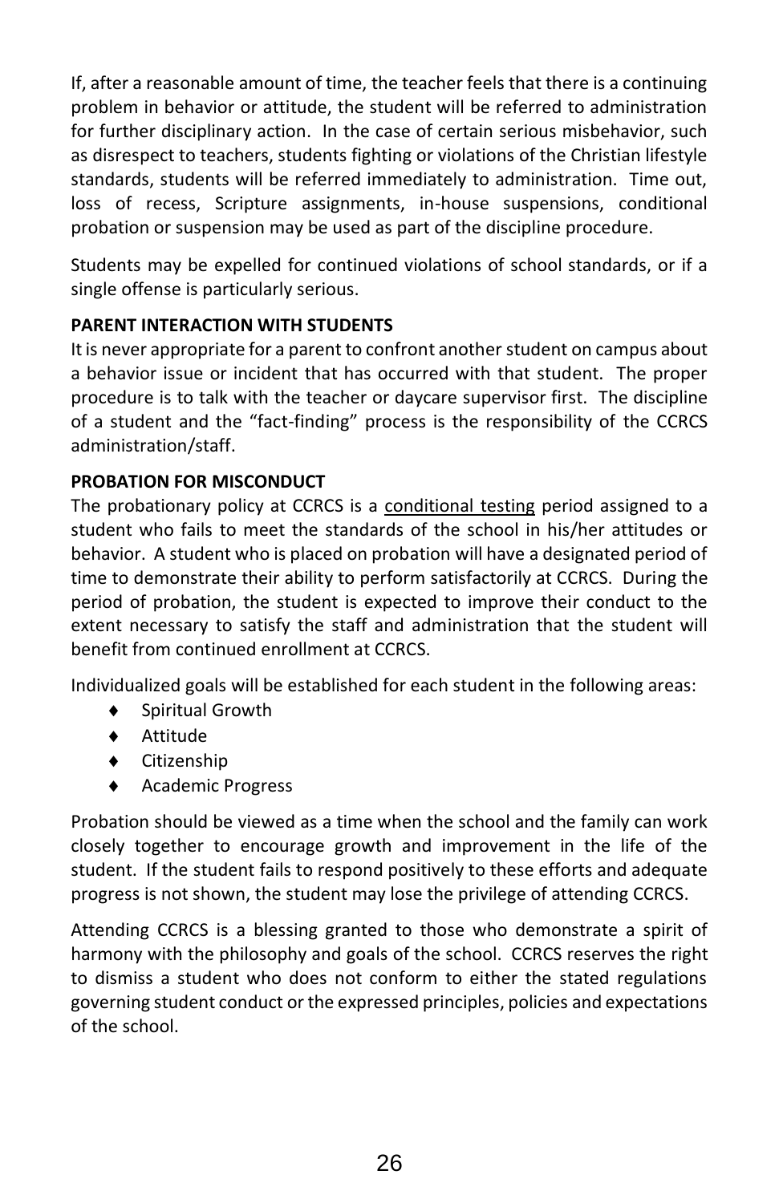If, after a reasonable amount of time, the teacher feels that there is a continuing problem in behavior or attitude, the student will be referred to administration for further disciplinary action. In the case of certain serious misbehavior, such as disrespect to teachers, students fighting or violations of the Christian lifestyle standards, students will be referred immediately to administration. Time out, loss of recess, Scripture assignments, in-house suspensions, conditional probation or suspension may be used as part of the discipline procedure.

Students may be expelled for continued violations of school standards, or if a single offense is particularly serious.

**PARENT INTERACTION WITH STUDENTS**

It is never appropriate for a parent to confront another student on campus about a behavior issue or incident that has occurred with that student. The proper procedure is to talk with the teacher or daycare supervisor first. The discipline of a student and the "fact-finding" process is the responsibility of the CCRCS administration/staff.

**PROBATION FOR MISCONDUCT**

The probationary policy at CCRCS is a <u>conditional testing</u> period assigned to a student who fails to meet the standards of the school in his/her attitudes or behavior. A student who is placed on probation will have a designated period of time to demonstrate their ability to perform satisfactorily at CCRCS. During the period of probation, the student is expected to improve their conduct to the extent necessary to satisfy the staff and administration that the student will benefit from continued enrollment at CCRCS.

Individualized goals will be established for each student in the following areas:

- Spiritual Growth
- Attitude
- Citizenship
- Academic Progress

Probation should be viewed as a time when the school and the family can work closely together to encourage growth and improvement in the life of the student. If the student fails to respond positively to these efforts and adequate progress is not shown, the student may lose the privilege of attending CCRCS.

Attending CCRCS is a blessing granted to those who demonstrate a spirit of harmony with the philosophy and goals of the school. CCRCS reserves the right to dismiss a student who does not conform to either the stated regulations governing student conduct or the expressed principles, policies and expectations of the school.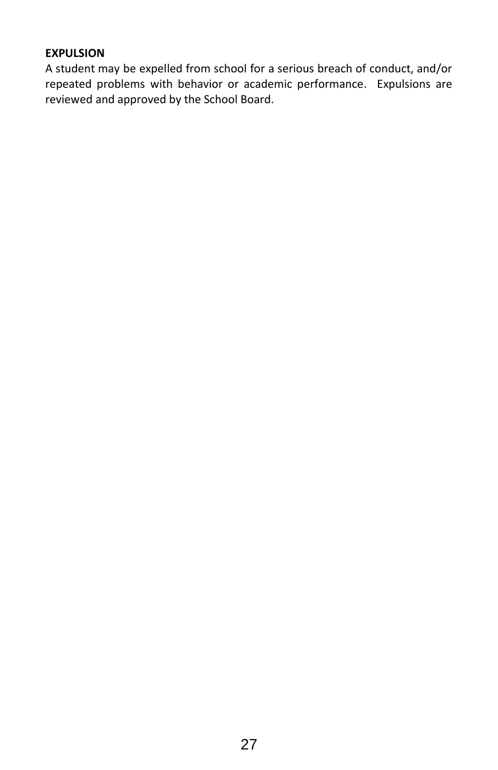**EXPULSION**

A student may be expelled from school for a serious breach of conduct, and/or repeated problems with behavior or academic performance. Expulsions are reviewed and approved by the School Board.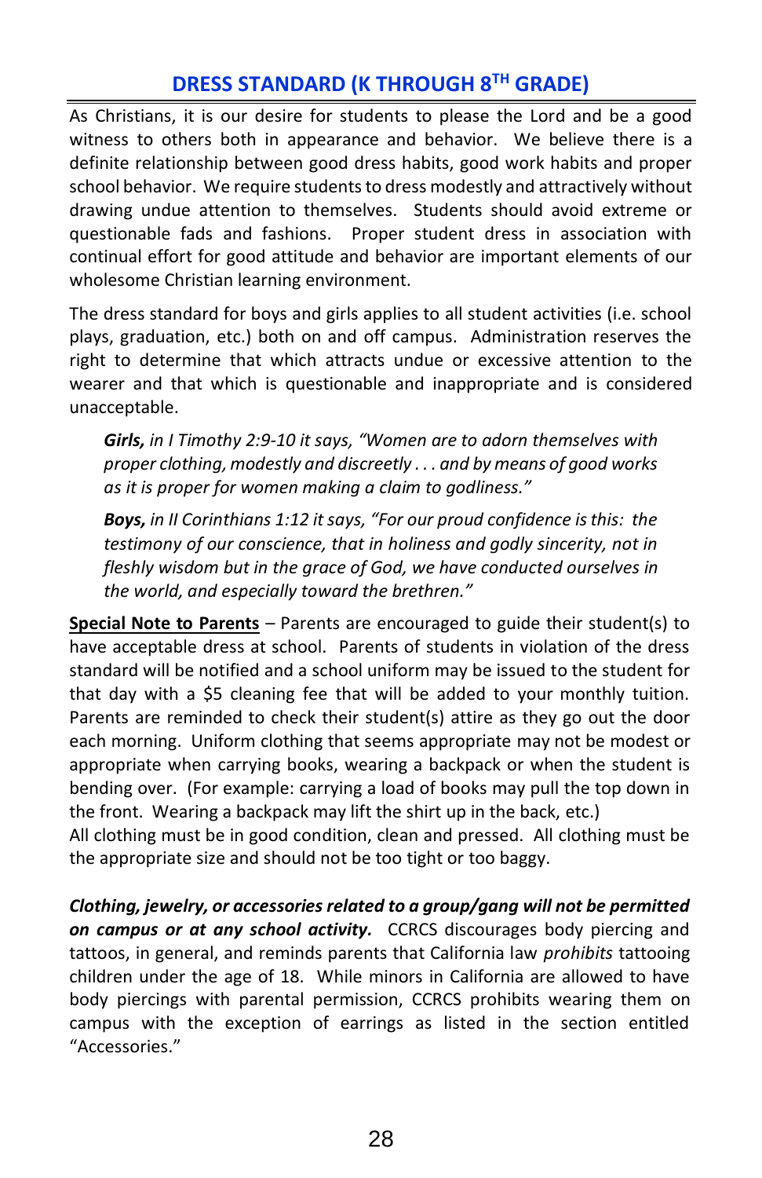## DRESS STANDARD (K THROUGH 8TH GRADE)

As Christians, it is our desire for students to please the Lord and be a good witness to others both in appearance and behavior. We believe there is a definite relationship between good dress habits, good work habits and proper school behavior. We require students to dress modestly and attractively without drawing undue attention to themselves. Students should avoid extreme or questionable fads and fashions. Proper student dress in association with continual effort for good attitude and behavior are important elements of our wholesome Christian learning environment.

The dress standard for boys and girls applies to all student activities (i.e. school plays, graduation, etc.) both on and off campus. Administration reserves the right to determine that which attracts undue or excessive attention to the wearer and that which is questionable and inappropriate and is considered unacceptable.

> ***Girls,*** *in I Timothy 2:9-10 it says, "Women are to adorn themselves with proper clothing, modestly and discreetly . . . and by means of good works as it is proper for women making a claim to godliness."*
>
> ***Boys,*** *in II Corinthians 1:12 it says, "For our proud confidence is this: the testimony of our conscience, that in holiness and godly sincerity, not in fleshly wisdom but in the grace of God, we have conducted ourselves in the world, and especially toward the brethren."*

**Special Note to Parents** – Parents are encouraged to guide their student(s) to have acceptable dress at school. Parents of students in violation of the dress standard will be notified and a school uniform may be issued to the student for that day with a $5 cleaning fee that will be added to your monthly tuition. Parents are reminded to check their student(s) attire as they go out the door each morning. Uniform clothing that seems appropriate may not be modest or appropriate when carrying books, wearing a backpack or when the student is bending over. (For example: carrying a load of books may pull the top down in the front. Wearing a backpack may lift the shirt up in the back, etc.)
All clothing must be in good condition, clean and pressed. All clothing must be the appropriate size and should not be too tight or too baggy.

***Clothing, jewelry, or accessories related to a group/gang will not be permitted on campus or at any school activity.*** CCRCS discourages body piercing and tattoos, in general, and reminds parents that California law *prohibits* tattooing children under the age of 18. While minors in California are allowed to have body piercings with parental permission, CCRCS prohibits wearing them on campus with the exception of earrings as listed in the section entitled "Accessories."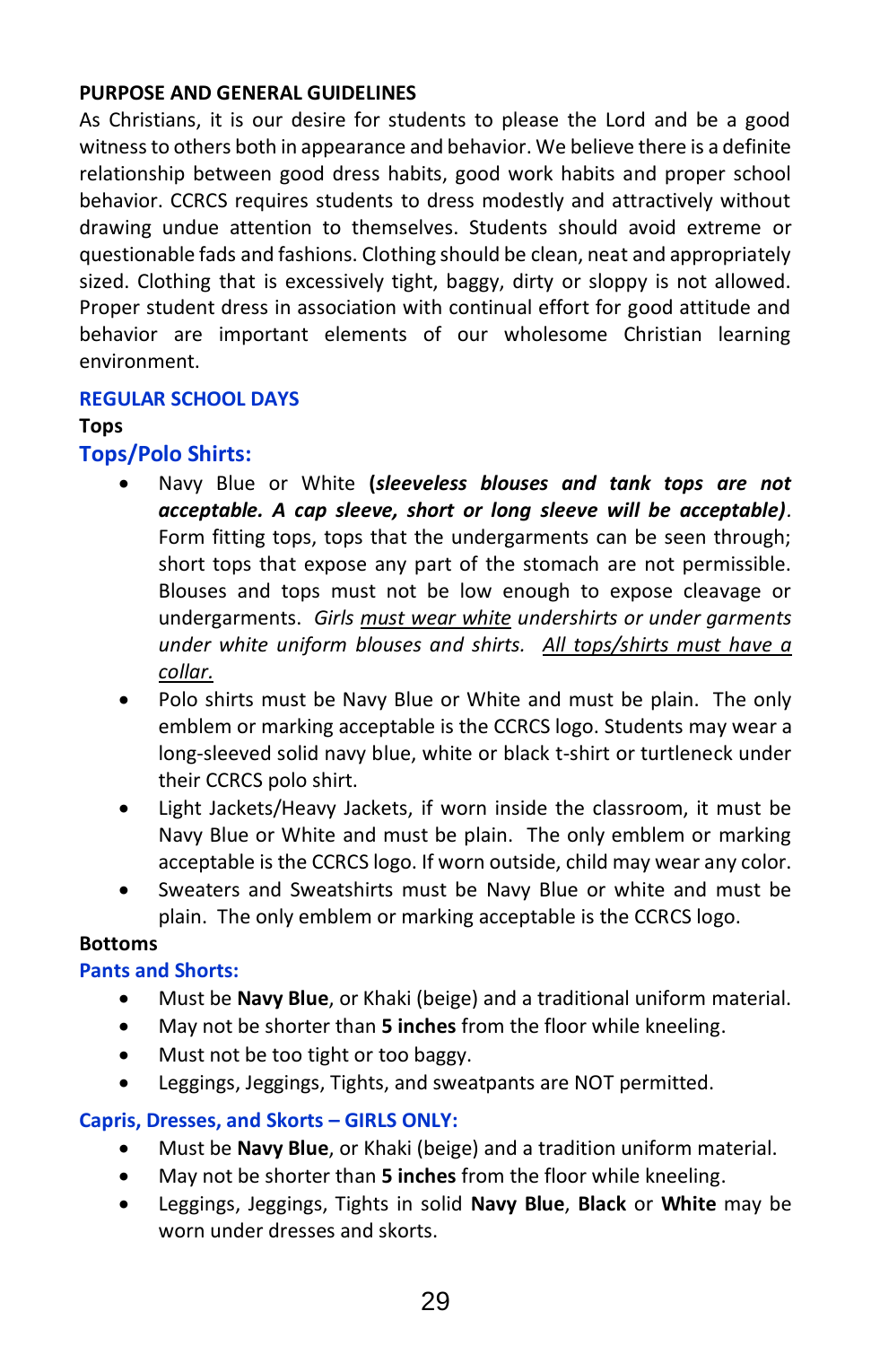## PURPOSE AND GENERAL GUIDELINES

As Christians, it is our desire for students to please the Lord and be a good witness to others both in appearance and behavior. We believe there is a definite relationship between good dress habits, good work habits and proper school behavior. CCRCS requires students to dress modestly and attractively without drawing undue attention to themselves. Students should avoid extreme or questionable fads and fashions. Clothing should be clean, neat and appropriately sized. Clothing that is excessively tight, baggy, dirty or sloppy is not allowed. Proper student dress in association with continual effort for good attitude and behavior are important elements of our wholesome Christian learning environment.

## REGULAR SCHOOL DAYS

### Tops

### Tops/Polo Shirts:

- Navy Blue or White (***sleeveless blouses and tank tops are not acceptable. A cap sleeve, short or long sleeve will be acceptable)***. Form fitting tops, tops that the undergarments can be seen through; short tops that expose any part of the stomach are not permissible. Blouses and tops must not be low enough to expose cleavage or undergarments. *Girls <u>must wear white</u> undershirts or under garments under white uniform blouses and shirts. <u>All tops/shirts must have a collar.</u>*
- Polo shirts must be Navy Blue or White and must be plain. The only emblem or marking acceptable is the CCRCS logo. Students may wear a long-sleeved solid navy blue, white or black t-shirt or turtleneck under their CCRCS polo shirt.
- Light Jackets/Heavy Jackets, if worn inside the classroom, it must be Navy Blue or White and must be plain. The only emblem or marking acceptable is the CCRCS logo. If worn outside, child may wear any color.
- Sweaters and Sweatshirts must be Navy Blue or white and must be plain. The only emblem or marking acceptable is the CCRCS logo.

### Bottoms

### Pants and Shorts:

- Must be **Navy Blue**, or Khaki (beige) and a traditional uniform material.
- May not be shorter than **5 inches** from the floor while kneeling.
- Must not be too tight or too baggy.
- Leggings, Jeggings, Tights, and sweatpants are NOT permitted.

### Capris, Dresses, and Skorts – GIRLS ONLY:

- Must be **Navy Blue**, or Khaki (beige) and a tradition uniform material.
- May not be shorter than **5 inches** from the floor while kneeling.
- Leggings, Jeggings, Tights in solid **Navy Blue**, **Black** or **White** may be worn under dresses and skorts.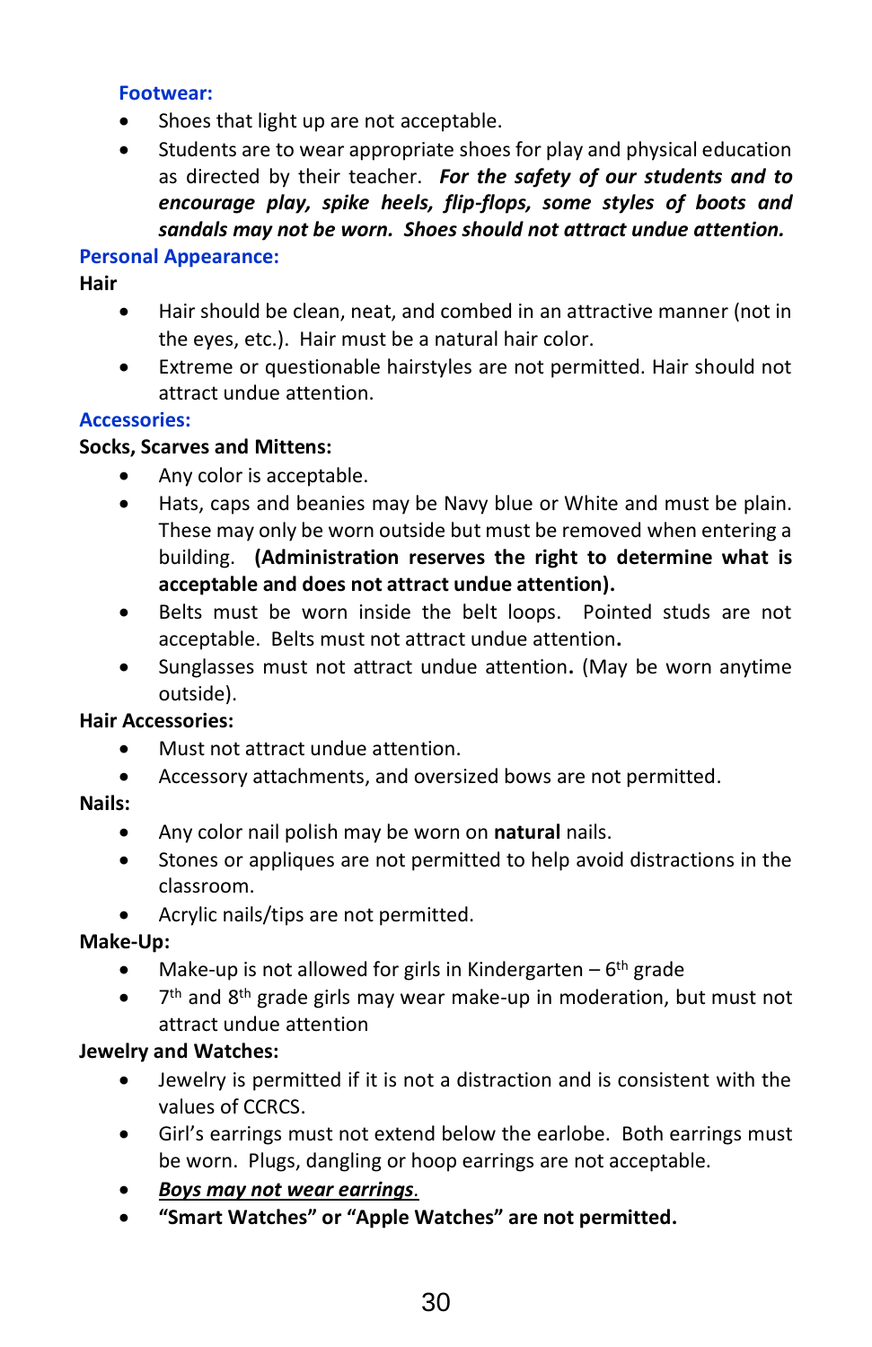### Footwear:

- Shoes that light up are not acceptable.
- Students are to wear appropriate shoes for play and physical education as directed by their teacher. ***For the safety of our students and to encourage play, spike heels, flip-flops, some styles of boots and sandals may not be worn. Shoes should not attract undue attention.***

### Personal Appearance:

**Hair**

- Hair should be clean, neat, and combed in an attractive manner (not in the eyes, etc.). Hair must be a natural hair color.
- Extreme or questionable hairstyles are not permitted. Hair should not attract undue attention.

### Accessories:

**Socks, Scarves and Mittens:**

- Any color is acceptable.
- Hats, caps and beanies may be Navy blue or White and must be plain. These may only be worn outside but must be removed when entering a building. **(Administration reserves the right to determine what is acceptable and does not attract undue attention).**
- Belts must be worn inside the belt loops. Pointed studs are not acceptable. Belts must not attract undue attention**.**
- Sunglasses must not attract undue attention**.** (May be worn anytime outside).

**Hair Accessories:**

- Must not attract undue attention.
- Accessory attachments, and oversized bows are not permitted.

**Nails:**

- Any color nail polish may be worn on **natural** nails.
- Stones or appliques are not permitted to help avoid distractions in the classroom.
- Acrylic nails/tips are not permitted.

**Make-Up:**

- Make-up is not allowed for girls in Kindergarten – 6th grade
- 7th and 8th grade girls may wear make-up in moderation, but must not attract undue attention

**Jewelry and Watches:**

- Jewelry is permitted if it is not a distraction and is consistent with the values of CCRCS.
- Girl's earrings must not extend below the earlobe. Both earrings must be worn. Plugs, dangling or hoop earrings are not acceptable.
- ***<u>Boys may not wear earrings</u>.***
- **"Smart Watches" or "Apple Watches" are not permitted.**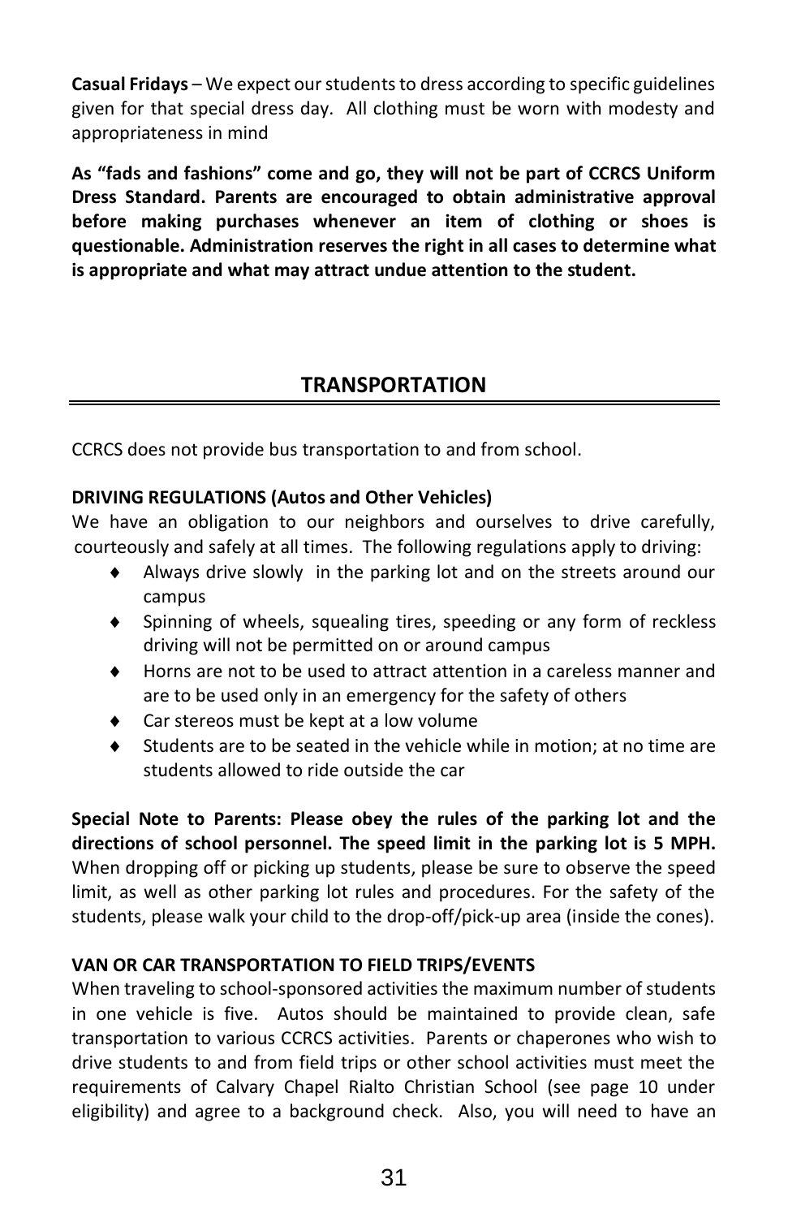**Casual Fridays** – We expect our students to dress according to specific guidelines given for that special dress day. All clothing must be worn with modesty and appropriateness in mind

**As "fads and fashions" come and go, they will not be part of CCRCS Uniform Dress Standard. Parents are encouraged to obtain administrative approval before making purchases whenever an item of clothing or shoes is questionable. Administration reserves the right in all cases to determine what is appropriate and what may attract undue attention to the student.**

## TRANSPORTATION

CCRCS does not provide bus transportation to and from school.

**DRIVING REGULATIONS (Autos and Other Vehicles)**

We have an obligation to our neighbors and ourselves to drive carefully, courteously and safely at all times. The following regulations apply to driving:

- Always drive slowly in the parking lot and on the streets around our campus
- Spinning of wheels, squealing tires, speeding or any form of reckless driving will not be permitted on or around campus
- Horns are not to be used to attract attention in a careless manner and are to be used only in an emergency for the safety of others
- Car stereos must be kept at a low volume
- Students are to be seated in the vehicle while in motion; at no time are students allowed to ride outside the car

**Special Note to Parents: Please obey the rules of the parking lot and the directions of school personnel. The speed limit in the parking lot is 5 MPH.** When dropping off or picking up students, please be sure to observe the speed limit, as well as other parking lot rules and procedures. For the safety of the students, please walk your child to the drop-off/pick-up area (inside the cones).

**VAN OR CAR TRANSPORTATION TO FIELD TRIPS/EVENTS**

When traveling to school-sponsored activities the maximum number of students in one vehicle is five. Autos should be maintained to provide clean, safe transportation to various CCRCS activities. Parents or chaperones who wish to drive students to and from field trips or other school activities must meet the requirements of Calvary Chapel Rialto Christian School (see page 10 under eligibility) and agree to a background check. Also, you will need to have an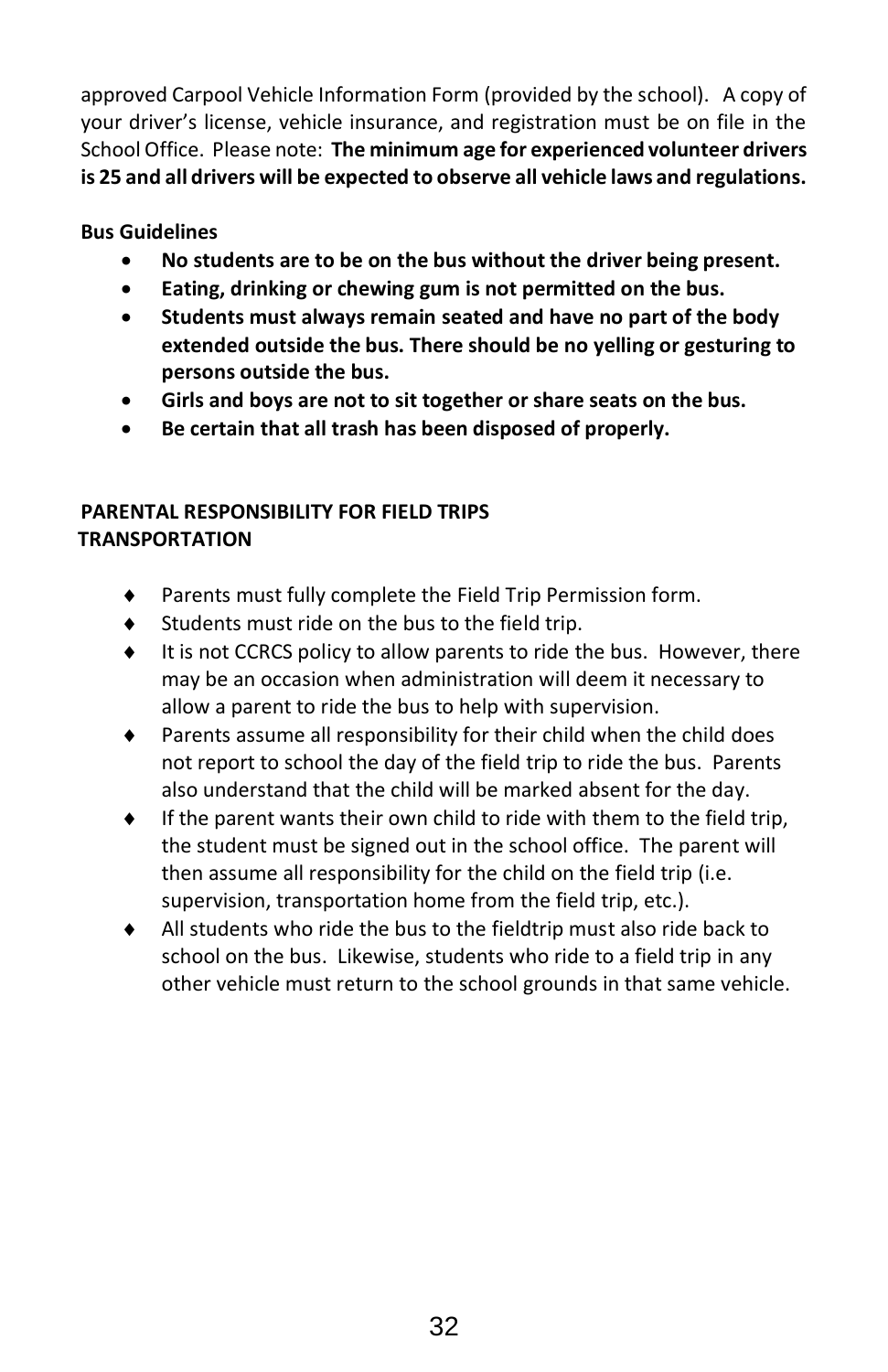approved Carpool Vehicle Information Form (provided by the school). A copy of your driver's license, vehicle insurance, and registration must be on file in the School Office. Please note: **The minimum age for experienced volunteer drivers is 25 and all drivers will be expected to observe all vehicle laws and regulations.**

**Bus Guidelines**

- **No students are to be on the bus without the driver being present.**
- **Eating, drinking or chewing gum is not permitted on the bus.**
- **Students must always remain seated and have no part of the body extended outside the bus. There should be no yelling or gesturing to persons outside the bus.**
- **Girls and boys are not to sit together or share seats on the bus.**
- **Be certain that all trash has been disposed of properly.**

## PARENTAL RESPONSIBILITY FOR FIELD TRIPS TRANSPORTATION

- Parents must fully complete the Field Trip Permission form.
- Students must ride on the bus to the field trip.
- It is not CCRCS policy to allow parents to ride the bus. However, there may be an occasion when administration will deem it necessary to allow a parent to ride the bus to help with supervision.
- Parents assume all responsibility for their child when the child does not report to school the day of the field trip to ride the bus. Parents also understand that the child will be marked absent for the day.
- If the parent wants their own child to ride with them to the field trip, the student must be signed out in the school office. The parent will then assume all responsibility for the child on the field trip (i.e. supervision, transportation home from the field trip, etc.).
- All students who ride the bus to the fieldtrip must also ride back to school on the bus. Likewise, students who ride to a field trip in any other vehicle must return to the school grounds in that same vehicle.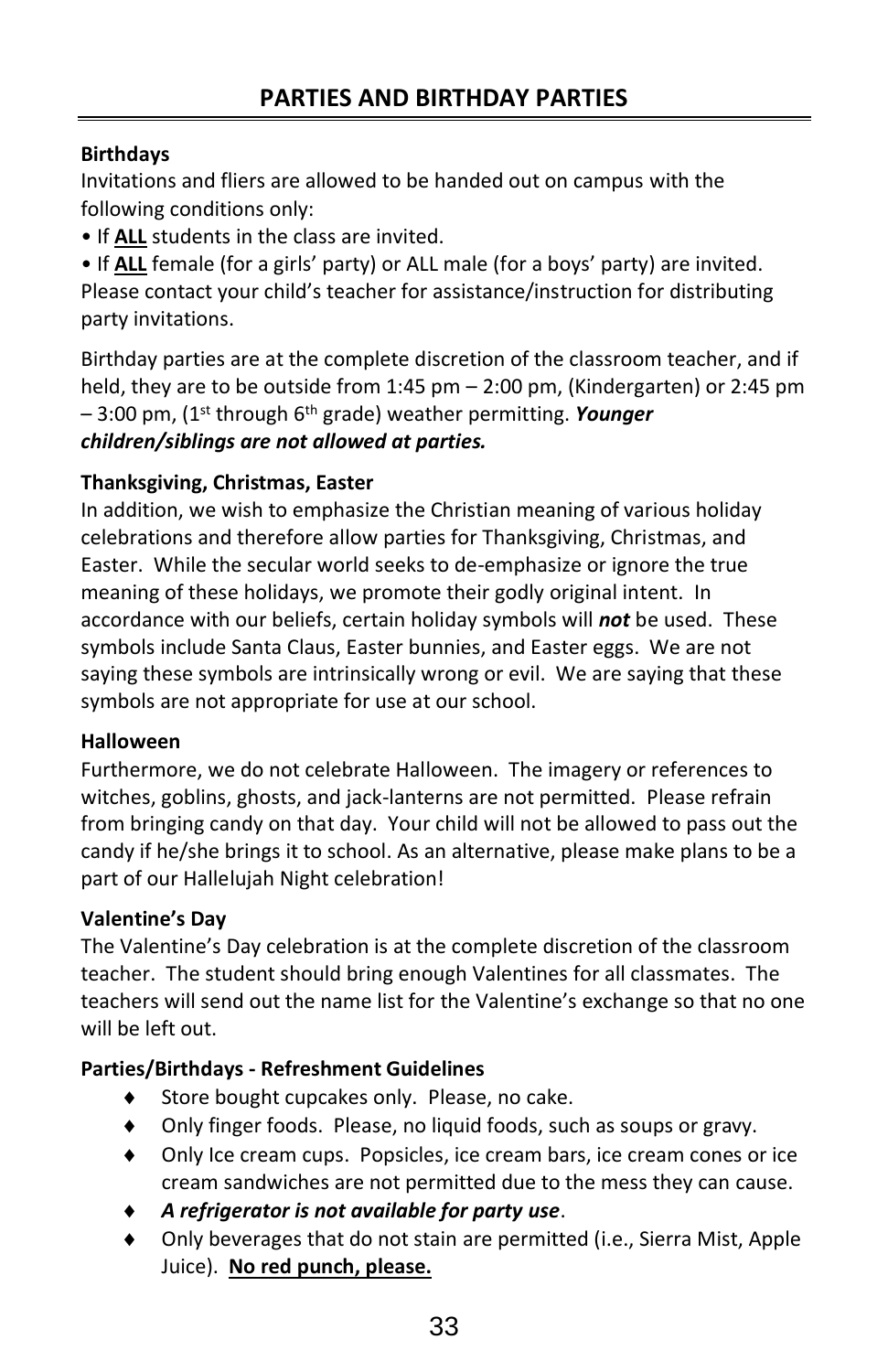# PARTIES AND BIRTHDAY PARTIES

**Birthdays**

Invitations and fliers are allowed to be handed out on campus with the following conditions only:

• If **ALL** students in the class are invited.

• If **ALL** female (for a girls' party) or ALL male (for a boys' party) are invited. Please contact your child's teacher for assistance/instruction for distributing party invitations.

Birthday parties are at the complete discretion of the classroom teacher, and if held, they are to be outside from 1:45 pm – 2:00 pm, (Kindergarten) or 2:45 pm – 3:00 pm, (1st through 6th grade) weather permitting. ***Younger children/siblings are not allowed at parties.***

**Thanksgiving, Christmas, Easter**

In addition, we wish to emphasize the Christian meaning of various holiday celebrations and therefore allow parties for Thanksgiving, Christmas, and Easter. While the secular world seeks to de-emphasize or ignore the true meaning of these holidays, we promote their godly original intent. In accordance with our beliefs, certain holiday symbols will ***not*** be used. These symbols include Santa Claus, Easter bunnies, and Easter eggs. We are not saying these symbols are intrinsically wrong or evil. We are saying that these symbols are not appropriate for use at our school.

**Halloween**

Furthermore, we do not celebrate Halloween. The imagery or references to witches, goblins, ghosts, and jack-lanterns are not permitted. Please refrain from bringing candy on that day. Your child will not be allowed to pass out the candy if he/she brings it to school. As an alternative, please make plans to be a part of our Hallelujah Night celebration!

**Valentine's Day**

The Valentine's Day celebration is at the complete discretion of the classroom teacher. The student should bring enough Valentines for all classmates. The teachers will send out the name list for the Valentine's exchange so that no one will be left out.

**Parties/Birthdays - Refreshment Guidelines**

- Store bought cupcakes only. Please, no cake.
- Only finger foods. Please, no liquid foods, such as soups or gravy.
- Only Ice cream cups. Popsicles, ice cream bars, ice cream cones or ice cream sandwiches are not permitted due to the mess they can cause.
- ***A refrigerator is not available for party use***.
- Only beverages that do not stain are permitted (i.e., Sierra Mist, Apple Juice). **No red punch, please.**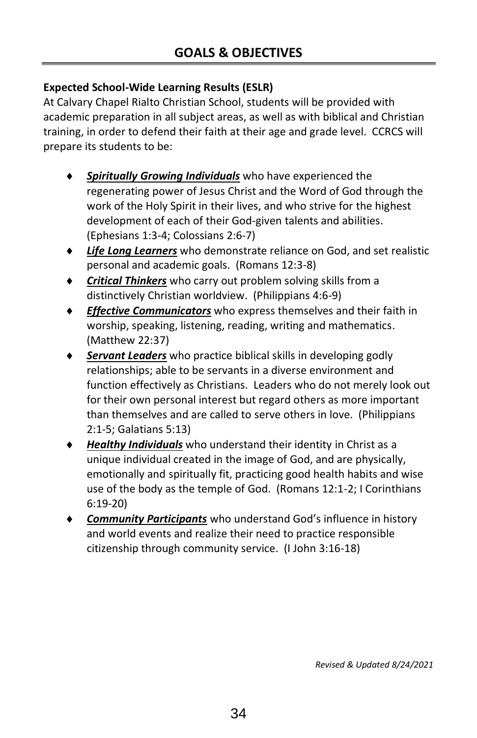# GOALS & OBJECTIVES

**Expected School-Wide Learning Results (ESLR)**

At Calvary Chapel Rialto Christian School, students will be provided with academic preparation in all subject areas, as well as with biblical and Christian training, in order to defend their faith at their age and grade level. CCRCS will prepare its students to be:

- ***Spiritually Growing Individuals*** who have experienced the regenerating power of Jesus Christ and the Word of God through the work of the Holy Spirit in their lives, and who strive for the highest development of each of their God-given talents and abilities. (Ephesians 1:3-4; Colossians 2:6-7)
- ***Life Long Learners*** who demonstrate reliance on God, and set realistic personal and academic goals. (Romans 12:3-8)
- ***Critical Thinkers*** who carry out problem solving skills from a distinctively Christian worldview. (Philippians 4:6-9)
- ***Effective Communicators*** who express themselves and their faith in worship, speaking, listening, reading, writing and mathematics. (Matthew 22:37)
- ***Servant Leaders*** who practice biblical skills in developing godly relationships; able to be servants in a diverse environment and function effectively as Christians. Leaders who do not merely look out for their own personal interest but regard others as more important than themselves and are called to serve others in love. (Philippians 2:1-5; Galatians 5:13)
- ***Healthy Individuals*** who understand their identity in Christ as a unique individual created in the image of God, and are physically, emotionally and spiritually fit, practicing good health habits and wise use of the body as the temple of God. (Romans 12:1-2; I Corinthians 6:19-20)
- ***Community Participants*** who understand God's influence in history and world events and realize their need to practice responsible citizenship through community service. (I John 3:16-18)

*Revised & Updated 8/24/2021*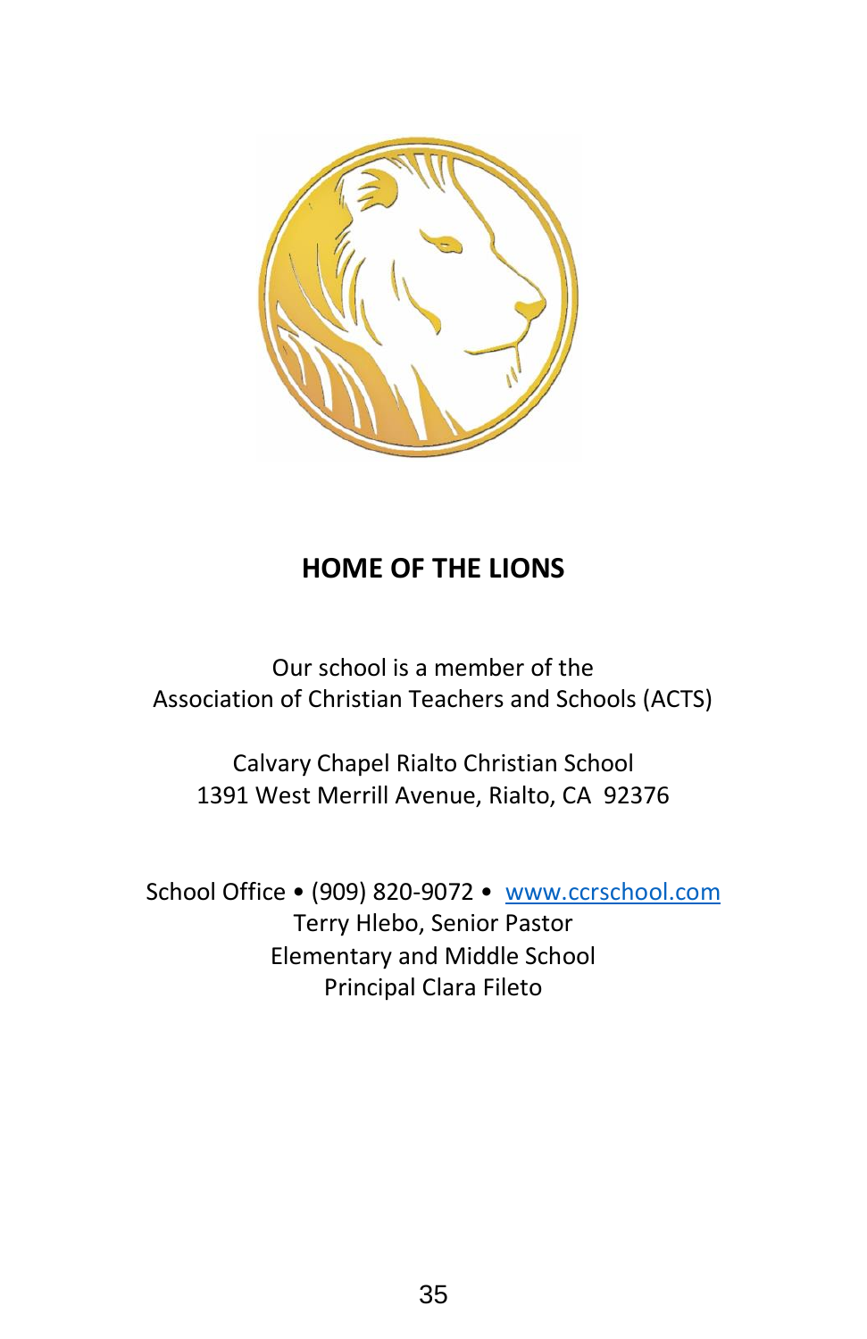**HOME OF THE LIONS**

Our school is a member of the
Association of Christian Teachers and Schools (ACTS)

Calvary Chapel Rialto Christian School
1391 West Merrill Avenue, Rialto, CA 92376

School Office • (909) 820-9072 • [www.ccrschool.com](http://www.ccrschool.com)
Terry Hlebo, Senior Pastor
Elementary and Middle School
Principal Clara Fileto